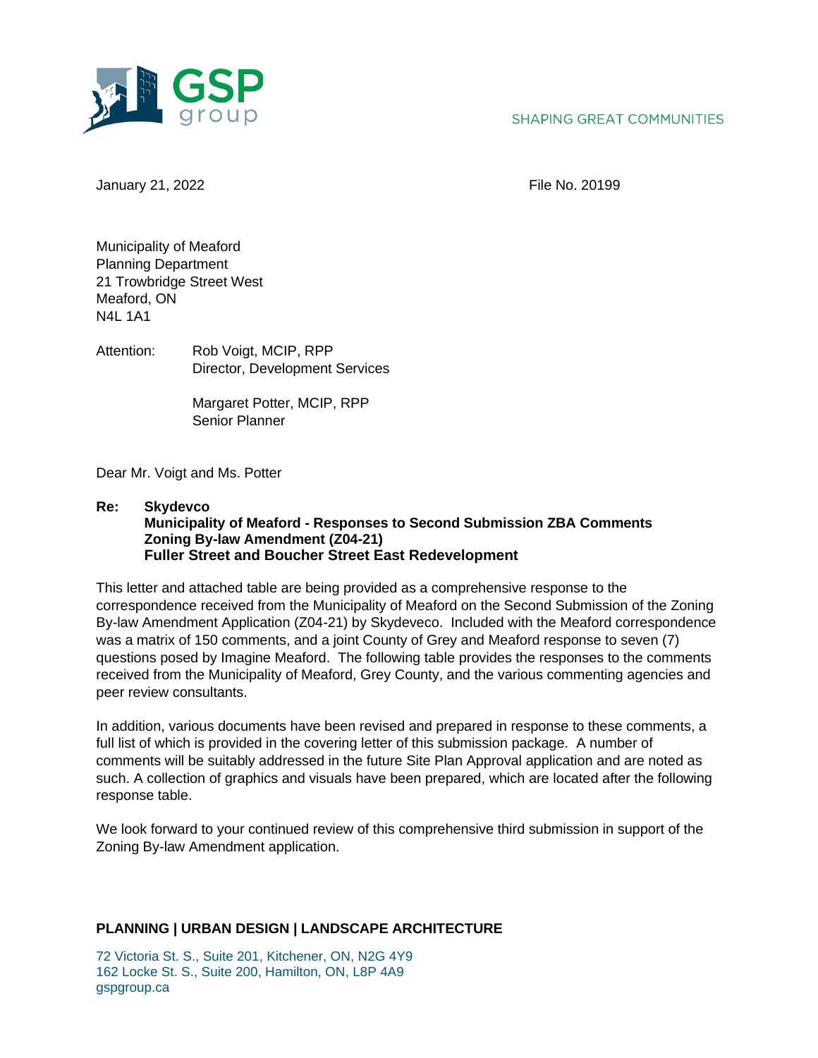GSP group

SHAPING GREAT COMMUNITIES

January 21, 2022

File No. 20199

Municipality of Meaford
Planning Department
21 Trowbridge Street West
Meaford, ON
N4L 1A1

Attention: Rob Voigt, MCIP, RPP
Director, Development Services

Margaret Potter, MCIP, RPP
Senior Planner

Dear Mr. Voigt and Ms. Potter

**Re: Skydevco**
**Municipality of Meaford - Responses to Second Submission ZBA Comments**
**Zoning By-law Amendment (Z04-21)**
**Fuller Street and Boucher Street East Redevelopment**

This letter and attached table are being provided as a comprehensive response to the correspondence received from the Municipality of Meaford on the Second Submission of the Zoning By-law Amendment Application (Z04-21) by Skydeveco. Included with the Meaford correspondence was a matrix of 150 comments, and a joint County of Grey and Meaford response to seven (7) questions posed by Imagine Meaford. The following table provides the responses to the comments received from the Municipality of Meaford, Grey County, and the various commenting agencies and peer review consultants.

In addition, various documents have been revised and prepared in response to these comments, a full list of which is provided in the covering letter of this submission package. A number of comments will be suitably addressed in the future Site Plan Approval application and are noted as such. A collection of graphics and visuals have been prepared, which are located after the following response table.

We look forward to your continued review of this comprehensive third submission in support of the Zoning By-law Amendment application.

**PLANNING | URBAN DESIGN | LANDSCAPE ARCHITECTURE**

72 Victoria St. S., Suite 201, Kitchener, ON, N2G 4Y9
162 Locke St. S., Suite 200, Hamilton, ON, L8P 4A9
gspgroup.ca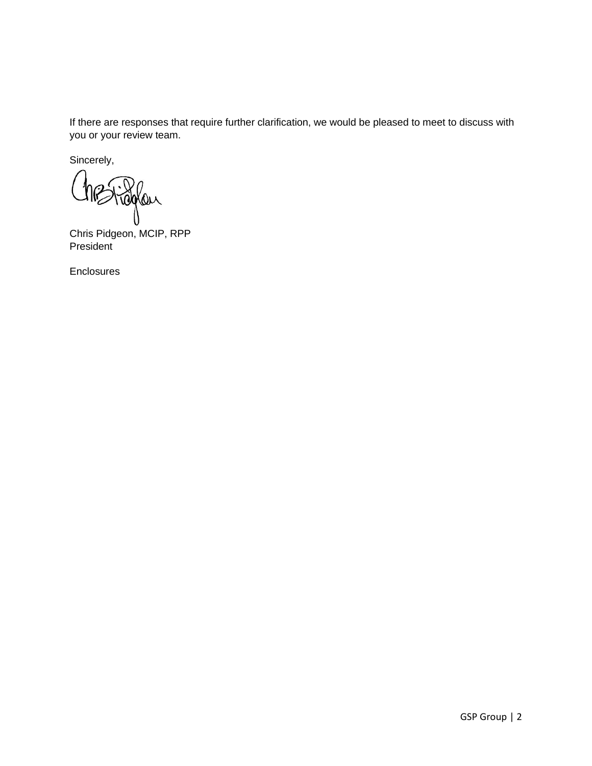If there are responses that require further clarification, we would be pleased to meet to discuss with you or your review team.

Sincerely,

Chris Pidgeon, MCIP, RPP
President

Enclosures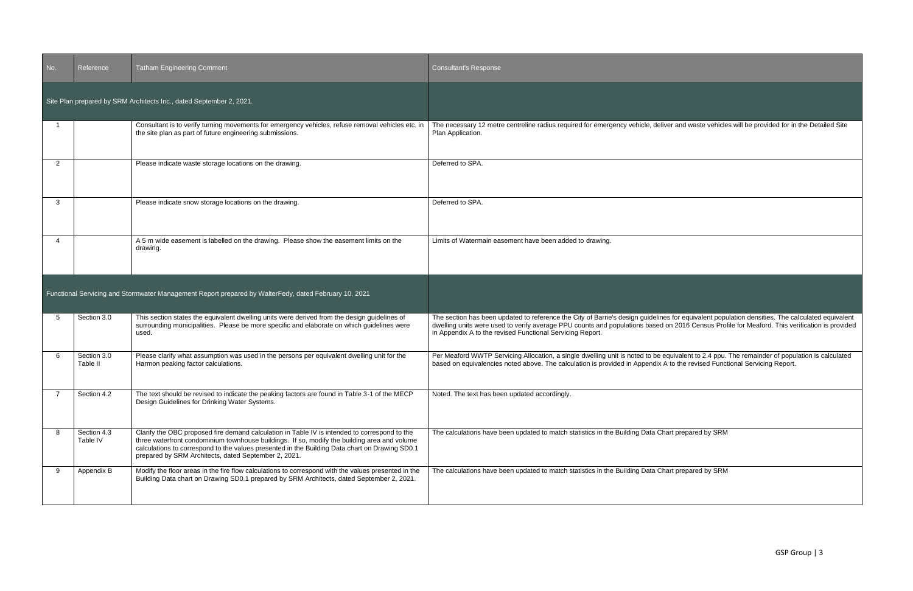| No. | Reference | Tatham Engineering Comment | Consultant's Response |
|---|---|---|---|
| Site Plan prepared by SRM Architects Inc., dated September 2, 2021. | | | |
| 1 | | Consultant is to verify turning movements for emergency vehicles, refuse removal vehicles etc. in the site plan as part of future engineering submissions. | The necessary 12 metre centreline radius required for emergency vehicle, deliver and waste vehicles will be provided for in the Detailed Site Plan Application. |
| 2 | | Please indicate waste storage locations on the drawing. | Deferred to SPA. |
| 3 | | Please indicate snow storage locations on the drawing. | Deferred to SPA. |
| 4 | | A 5 m wide easement is labelled on the drawing. Please show the easement limits on the drawing. | Limits of Watermain easement have been added to drawing. |
| Functional Servicing and Stormwater Management Report prepared by WalterFedy, dated February 10, 2021 | | | |
| 5 | Section 3.0 | This section states the equivalent dwelling units were derived from the design guidelines of surrounding municipalities. Please be more specific and elaborate on which guidelines were used. | The section has been updated to reference the City of Barrie's design guidelines for equivalent population densities. The calculated equivalent dwelling units were used to verify average PPU counts and populations based on 2016 Census Profile for Meaford. This verification is provided in Appendix A to the revised Functional Servicing Report. |
| 6 | Section 3.0 Table II | Please clarify what assumption was used in the persons per equivalent dwelling unit for the Harmon peaking factor calculations. | Per Meaford WWTP Servicing Allocation, a single dwelling unit is noted to be equivalent to 2.4 ppu. The remainder of population is calculated based on equivalencies noted above. The calculation is provided in Appendix A to the revised Functional Servicing Report. |
| 7 | Section 4.2 | The text should be revised to indicate the peaking factors are found in Table 3-1 of the MECP Design Guidelines for Drinking Water Systems. | Noted. The text has been updated accordingly. |
| 8 | Section 4.3 Table IV | Clarify the OBC proposed fire demand calculation in Table IV is intended to correspond to the three waterfront condominium townhouse buildings. If so, modify the building area and volume calculations to correspond to the values presented in the Building Data chart on Drawing SD0.1 prepared by SRM Architects, dated September 2, 2021. | The calculations have been updated to match statistics in the Building Data Chart prepared by SRM |
| 9 | Appendix B | Modify the floor areas in the fire flow calculations to correspond with the values presented in the Building Data chart on Drawing SD0.1 prepared by SRM Architects, dated September 2, 2021. | The calculations have been updated to match statistics in the Building Data Chart prepared by SRM |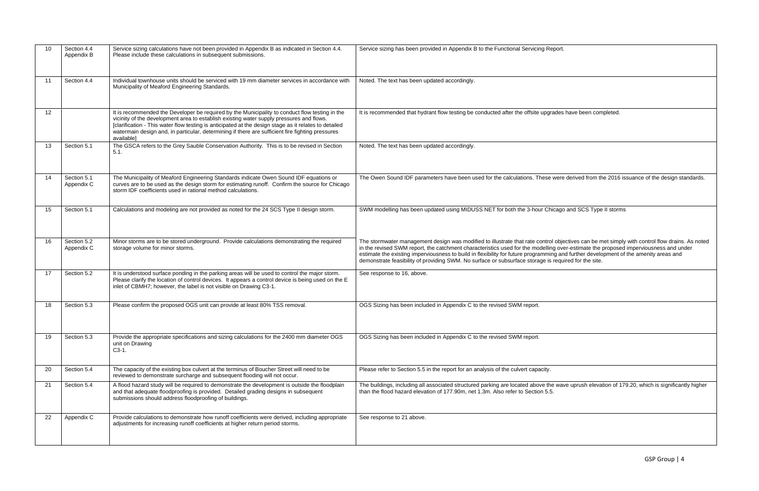| 10 | Section 4.4 Appendix B | Service sizing calculations have not been provided in Appendix B as indicated in Section 4.4. Please include these calculations in subsequent submissions. | Service sizing has been provided in Appendix B to the Functional Servicing Report. |
|---|---|---|---|
| 11 | Section 4.4 | Individual townhouse units should be serviced with 19 mm diameter services in accordance with Municipality of Meaford Engineering Standards. | Noted. The text has been updated accordingly. |
| 12 | | It is recommended the Developer be required by the Municipality to conduct flow testing in the vicinity of the development area to establish existing water supply pressures and flows. [clarification - This water flow testing is anticipated at the design stage as it relates to detailed watermain design and, in particular, determining if there are sufficient fire fighting pressures available] | It is recommended that hydrant flow testing be conducted after the offsite upgrades have been completed. |
| 13 | Section 5.1 | The GSCA refers to the Grey Sauble Conservation Authority. This is to be revised in Section 5.1. | Noted. The text has been updated accordingly. |
| 14 | Section 5.1 Appendix C | The Municipality of Meaford Engineering Standards indicate Owen Sound IDF equations or curves are to be used as the design storm for estimating runoff. Confirm the source for Chicago storm IDF coefficients used in rational method calculations. | The Owen Sound IDF parameters have been used for the calculations. These were derived from the 2016 issuance of the design standards. |
| 15 | Section 5.1 | Calculations and modeling are not provided as noted for the 24 SCS Type II design storm. | SWM modelling has been updated using MIDUSS NET for both the 3-hour Chicago and SCS Type II storms |
| 16 | Section 5.2 Appendix C | Minor storms are to be stored underground. Provide calculations demonstrating the required storage volume for minor storms. | The stormwater management design was modified to illustrate that rate control objectives can be met simply with control flow drains. As noted in the revised SWM report, the catchment characteristics used for the modelling over-estimate the proposed imperviousness and under estimate the existing imperviousness to build in flexibility for future programming and further development of the amenity areas and demonstrate feasibility of providing SWM. No surface or subsurface storage is required for the site. |
| 17 | Section 5.2 | It is understood surface ponding in the parking areas will be used to control the major storm. Please clarify the location of control devices. It appears a control device is being used on the E inlet of CBMH7; however, the label is not visible on Drawing C3-1. | See response to 16, above. |
| 18 | Section 5.3 | Please confirm the proposed OGS unit can provide at least 80% TSS removal. | OGS Sizing has been included in Appendix C to the revised SWM report. |
| 19 | Section 5.3 | Provide the appropriate specifications and sizing calculations for the 2400 mm diameter OGS unit on Drawing C3-1. | OGS Sizing has been included in Appendix C to the revised SWM report. |
| 20 | Section 5.4 | The capacity of the existing box culvert at the terminus of Boucher Street will need to be reviewed to demonstrate surcharge and subsequent flooding will not occur. | Please refer to Section 5.5 in the report for an analysis of the culvert capacity. |
| 21 | Section 5.4 | A flood hazard study will be required to demonstrate the development is outside the floodplain and that adequate floodproofing is provided. Detailed grading designs in subsequent submissions should address floodproofing of buildings. | The buildings, including all associated structured parking are located above the wave uprush elevation of 179.20, which is significantly higher than the flood hazard elevation of 177.90m, net 1.3m. Also refer to Section 5.5. |
| 22 | Appendix C | Provide calculations to demonstrate how runoff coefficients were derived, including appropriate adjustments for increasing runoff coefficients at higher return period storms. | See response to 21 above. |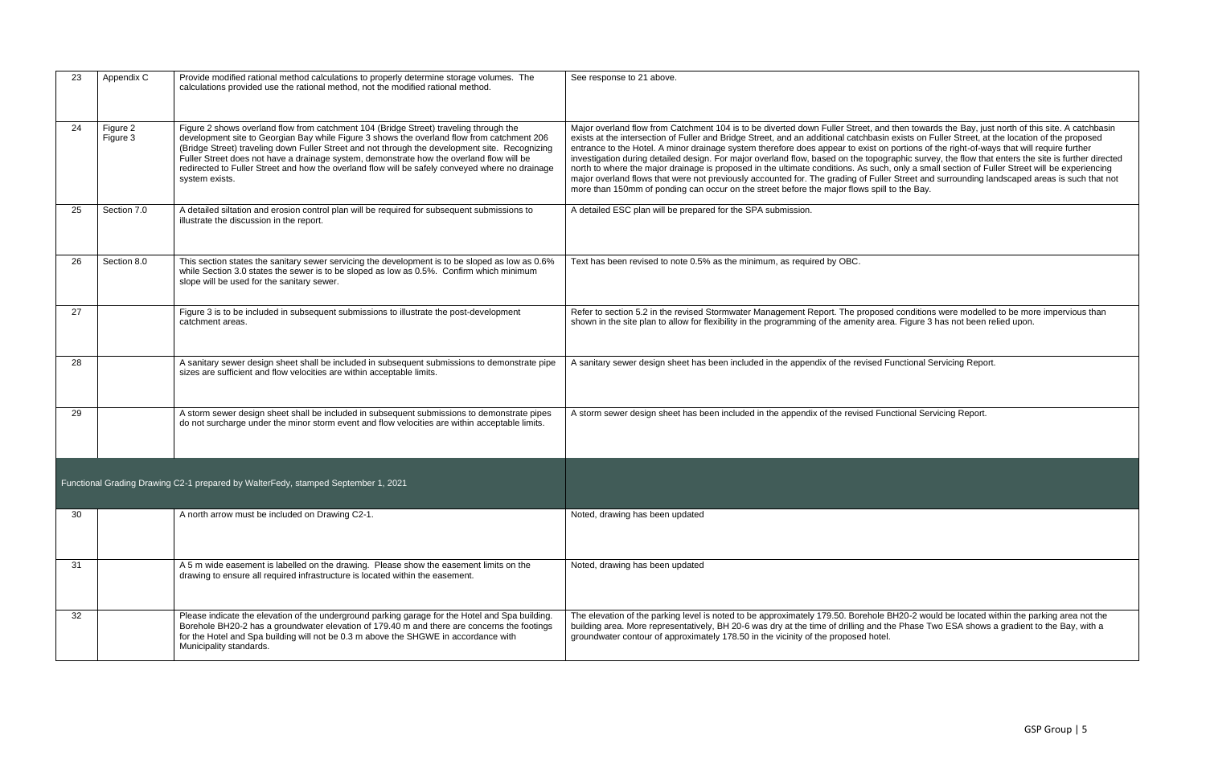| | | | |
|---|---|---|---|
| 23 | Appendix C | Provide modified rational method calculations to properly determine storage volumes. The calculations provided use the rational method, not the modified rational method. | See response to 21 above. |
| 24 | Figure 2 Figure 3 | Figure 2 shows overland flow from catchment 104 (Bridge Street) traveling through the development site to Georgian Bay while Figure 3 shows the overland flow from catchment 206 (Bridge Street) traveling down Fuller Street and not through the development site. Recognizing Fuller Street does not have a drainage system, demonstrate how the overland flow will be redirected to Fuller Street and how the overland flow will be safely conveyed where no drainage system exists. | Major overland flow from Catchment 104 is to be diverted down Fuller Street, and then towards the Bay, just north of this site. A catchbasin exists at the intersection of Fuller and Bridge Street, and an additional catchbasin exists on Fuller Street, at the location of the proposed entrance to the Hotel. A minor drainage system therefore does appear to exist on portions of the right-of-ways that will require further investigation during detailed design. For major overland flow, based on the topographic survey, the flow that enters the site is further directed north to where the major drainage is proposed in the ultimate conditions. As such, only a small section of Fuller Street will be experiencing major overland flows that were not previously accounted for. The grading of Fuller Street and surrounding landscaped areas is such that not more than 150mm of ponding can occur on the street before the major flows spill to the Bay. |
| 25 | Section 7.0 | A detailed siltation and erosion control plan will be required for subsequent submissions to illustrate the discussion in the report. | A detailed ESC plan will be prepared for the SPA submission. |
| 26 | Section 8.0 | This section states the sanitary sewer servicing the development is to be sloped as low as 0.6% while Section 3.0 states the sewer is to be sloped as low as 0.5%. Confirm which minimum slope will be used for the sanitary sewer. | Text has been revised to note 0.5% as the minimum, as required by OBC. |
| 27 | | Figure 3 is to be included in subsequent submissions to illustrate the post-development catchment areas. | Refer to section 5.2 in the revised Stormwater Management Report. The proposed conditions were modelled to be more impervious than shown in the site plan to allow for flexibility in the programming of the amenity area. Figure 3 has not been relied upon. |
| 28 | | A sanitary sewer design sheet shall be included in subsequent submissions to demonstrate pipe sizes are sufficient and flow velocities are within acceptable limits. | A sanitary sewer design sheet has been included in the appendix of the revised Functional Servicing Report. |
| 29 | | A storm sewer design sheet shall be included in subsequent submissions to demonstrate pipes do not surcharge under the minor storm event and flow velocities are within acceptable limits. | A storm sewer design sheet has been included in the appendix of the revised Functional Servicing Report. |
| **Functional Grading Drawing C2-1 prepared by WalterFedy, stamped September 1, 2021** | | | |
| 30 | | A north arrow must be included on Drawing C2-1. | Noted, drawing has been updated |
| 31 | | A 5 m wide easement is labelled on the drawing. Please show the easement limits on the drawing to ensure all required infrastructure is located within the easement. | Noted, drawing has been updated |
| 32 | | Please indicate the elevation of the underground parking garage for the Hotel and Spa building. Borehole BH20-2 has a groundwater elevation of 179.40 m and there are concerns the footings for the Hotel and Spa building will not be 0.3 m above the SHGWE in accordance with Municipality standards. | The elevation of the parking level is noted to be approximately 179.50. Borehole BH20-2 would be located within the parking area not the building area. More representatively, BH 20-6 was dry at the time of drilling and the Phase Two ESA shows a gradient to the Bay, with a groundwater contour of approximately 178.50 in the vicinity of the proposed hotel. |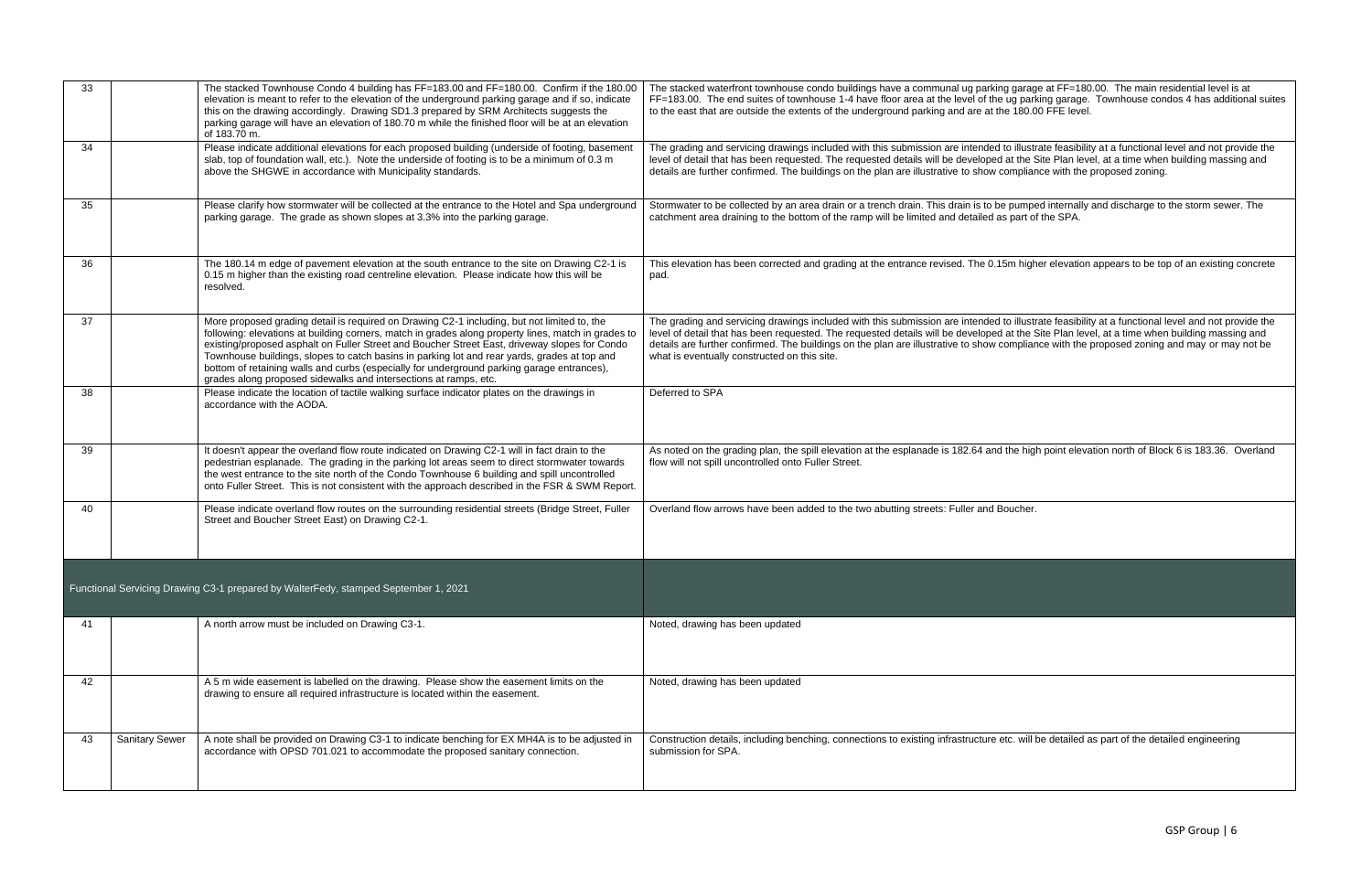| | | | |
|---|---|---|---|
| 33 | | The stacked Townhouse Condo 4 building has FF=183.00 and FF=180.00. Confirm if the 180.00 elevation is meant to refer to the elevation of the underground parking garage and if so, indicate this on the drawing accordingly. Drawing SD1.3 prepared by SRM Architects suggests the parking garage will have an elevation of 180.70 m while the finished floor will be at an elevation of 183.70 m. | The stacked waterfront townhouse condo buildings have a communal ug parking garage at FF=180.00. The main residential level is at FF=183.00. The end suites of townhouse 1-4 have floor area at the level of the ug parking garage. Townhouse condos 4 has additional suites to the east that are outside the extents of the underground parking and are at the 180.00 FFE level. |
| 34 | | Please indicate additional elevations for each proposed building (underside of footing, basement slab, top of foundation wall, etc.). Note the underside of footing is to be a minimum of 0.3 m above the SHGWE in accordance with Municipality standards. | The grading and servicing drawings included with this submission are intended to illustrate feasibility at a functional level and not provide the level of detail that has been requested. The requested details will be developed at the Site Plan level, at a time when building massing and details are further confirmed. The buildings on the plan are illustrative to show compliance with the proposed zoning. |
| 35 | | Please clarify how stormwater will be collected at the entrance to the Hotel and Spa underground parking garage. The grade as shown slopes at 3.3% into the parking garage. | Stormwater to be collected by an area drain or a trench drain. This drain is to be pumped internally and discharge to the storm sewer. The catchment area draining to the bottom of the ramp will be limited and detailed as part of the SPA. |
| 36 | | The 180.14 m edge of pavement elevation at the south entrance to the site on Drawing C2-1 is 0.15 m higher than the existing road centreline elevation. Please indicate how this will be resolved. | This elevation has been corrected and grading at the entrance revised. The 0.15m higher elevation appears to be top of an existing concrete pad. |
| 37 | | More proposed grading detail is required on Drawing C2-1 including, but not limited to, the following: elevations at building corners, match in grades along property lines, match in grades to existing/proposed asphalt on Fuller Street and Boucher Street East, driveway slopes for Condo Townhouse buildings, slopes to catch basins in parking lot and rear yards, grades at top and bottom of retaining walls and curbs (especially for underground parking garage entrances), grades along proposed sidewalks and intersections at ramps, etc. | The grading and servicing drawings included with this submission are intended to illustrate feasibility at a functional level and not provide the level of detail that has been requested. The requested details will be developed at the Site Plan level, at a time when building massing and details are further confirmed. The buildings on the plan are illustrative to show compliance with the proposed zoning and may or may not be what is eventually constructed on this site. |
| 38 | | Please indicate the location of tactile walking surface indicator plates on the drawings in accordance with the AODA. | Deferred to SPA |
| 39 | | It doesn't appear the overland flow route indicated on Drawing C2-1 will in fact drain to the pedestrian esplanade. The grading in the parking lot areas seem to direct stormwater towards the west entrance to the site north of the Condo Townhouse 6 building and spill uncontrolled onto Fuller Street. This is not consistent with the approach described in the FSR & SWM Report. | As noted on the grading plan, the spill elevation at the esplanade is 182.64 and the high point elevation north of Block 6 is 183.36. Overland flow will not spill uncontrolled onto Fuller Street. |
| 40 | | Please indicate overland flow routes on the surrounding residential streets (Bridge Street, Fuller Street and Boucher Street East) on Drawing C2-1. | Overland flow arrows have been added to the two abutting streets: Fuller and Boucher. |
| **Functional Servicing Drawing C3-1 prepared by WalterFedy, stamped September 1, 2021** | | | |
| 41 | | A north arrow must be included on Drawing C3-1. | Noted, drawing has been updated |
| 42 | | A 5 m wide easement is labelled on the drawing. Please show the easement limits on the drawing to ensure all required infrastructure is located within the easement. | Noted, drawing has been updated |
| 43 | Sanitary Sewer | A note shall be provided on Drawing C3-1 to indicate benching for EX MH4A is to be adjusted in accordance with OPSD 701.021 to accommodate the proposed sanitary connection. | Construction details, including benching, connections to existing infrastructure etc. will be detailed as part of the detailed engineering submission for SPA. |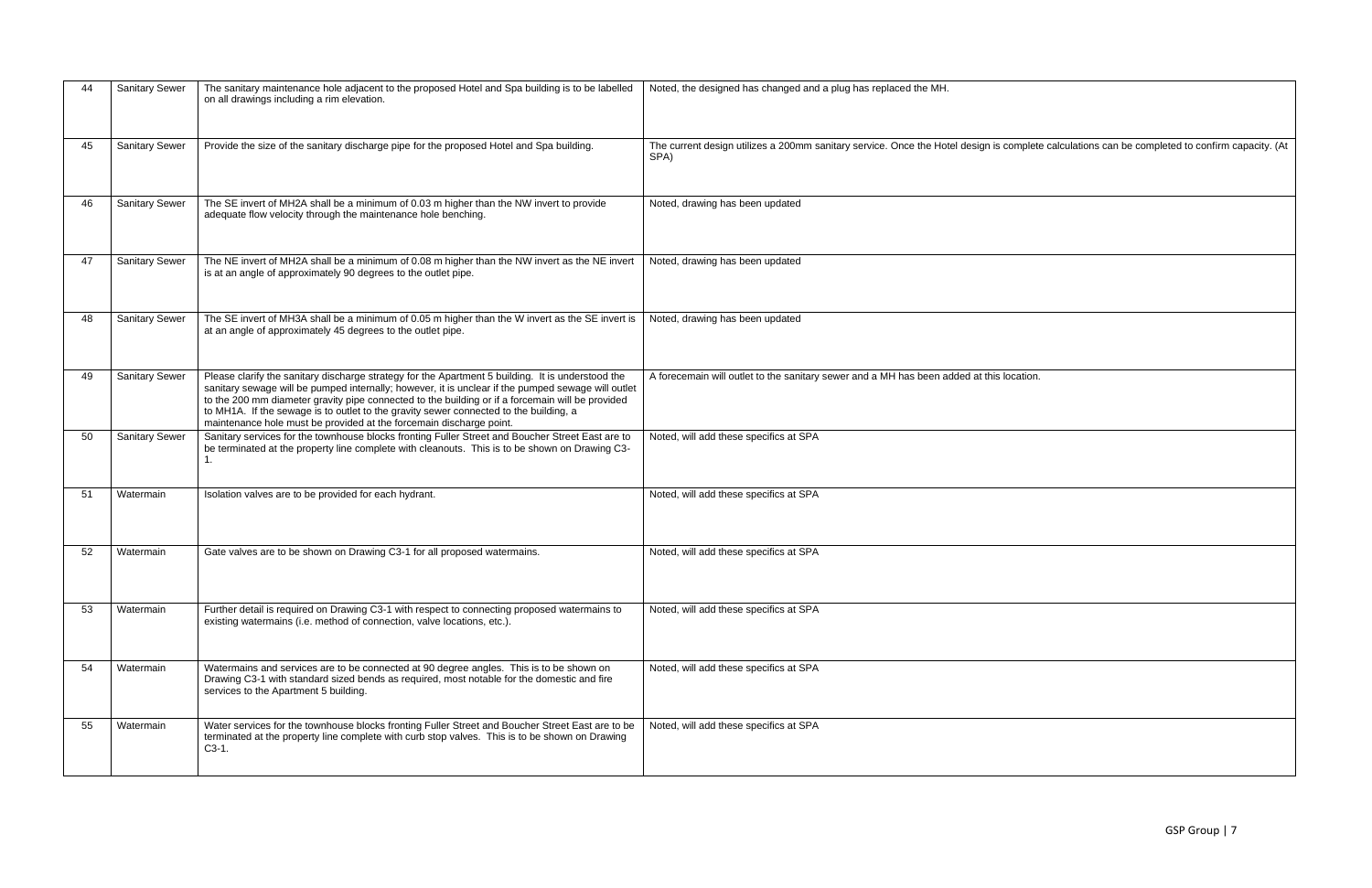| 44 | Sanitary Sewer | The sanitary maintenance hole adjacent to the proposed Hotel and Spa building is to be labelled on all drawings including a rim elevation. | Noted, the designed has changed and a plug has replaced the MH. |
|---|---|---|---|
| 45 | Sanitary Sewer | Provide the size of the sanitary discharge pipe for the proposed Hotel and Spa building. | The current design utilizes a 200mm sanitary service. Once the Hotel design is complete calculations can be completed to confirm capacity. (At SPA) |
| 46 | Sanitary Sewer | The SE invert of MH2A shall be a minimum of 0.03 m higher than the NW invert to provide adequate flow velocity through the maintenance hole benching. | Noted, drawing has been updated |
| 47 | Sanitary Sewer | The NE invert of MH2A shall be a minimum of 0.08 m higher than the NW invert as the NE invert is at an angle of approximately 90 degrees to the outlet pipe. | Noted, drawing has been updated |
| 48 | Sanitary Sewer | The SE invert of MH3A shall be a minimum of 0.05 m higher than the W invert as the SE invert is at an angle of approximately 45 degrees to the outlet pipe. | Noted, drawing has been updated |
| 49 | Sanitary Sewer | Please clarify the sanitary discharge strategy for the Apartment 5 building. It is understood the sanitary sewage will be pumped internally; however, it is unclear if the pumped sewage will outlet to the 200 mm diameter gravity pipe connected to the building or if a forcemain will be provided to MH1A. If the sewage is to outlet to the gravity sewer connected to the building, a maintenance hole must be provided at the forcemain discharge point. | A forecemain will outlet to the sanitary sewer and a MH has been added at this location. |
| 50 | Sanitary Sewer | Sanitary services for the townhouse blocks fronting Fuller Street and Boucher Street East are to be terminated at the property line complete with cleanouts. This is to be shown on Drawing C3-1. | Noted, will add these specifics at SPA |
| 51 | Watermain | Isolation valves are to be provided for each hydrant. | Noted, will add these specifics at SPA |
| 52 | Watermain | Gate valves are to be shown on Drawing C3-1 for all proposed watermains. | Noted, will add these specifics at SPA |
| 53 | Watermain | Further detail is required on Drawing C3-1 with respect to connecting proposed watermains to existing watermains (i.e. method of connection, valve locations, etc.). | Noted, will add these specifics at SPA |
| 54 | Watermain | Watermains and services are to be connected at 90 degree angles. This is to be shown on Drawing C3-1 with standard sized bends as required, most notable for the domestic and fire services to the Apartment 5 building. | Noted, will add these specifics at SPA |
| 55 | Watermain | Water services for the townhouse blocks fronting Fuller Street and Boucher Street East are to be terminated at the property line complete with curb stop valves. This is to be shown on Drawing C3-1. | Noted, will add these specifics at SPA |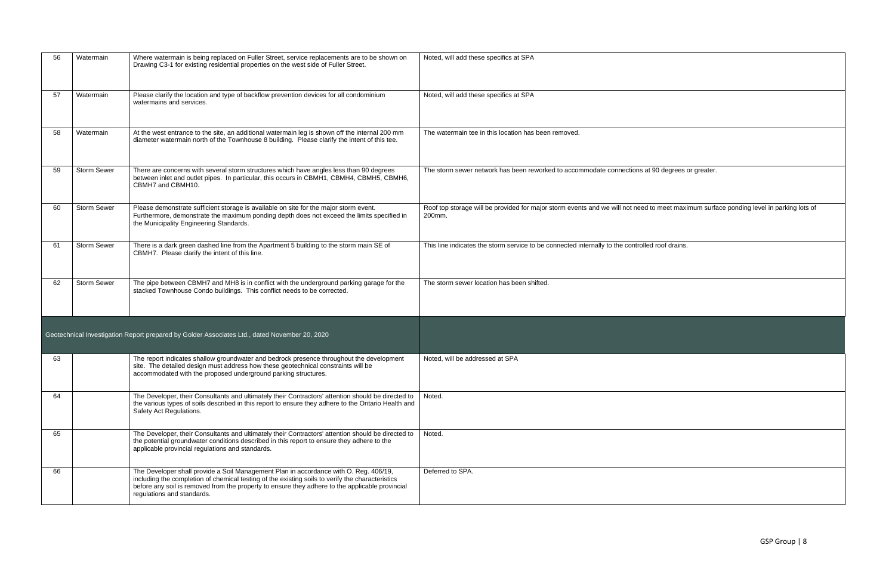| | | | |
|---|---|---|---|
| 56 | Watermain | Where watermain is being replaced on Fuller Street, service replacements are to be shown on Drawing C3-1 for existing residential properties on the west side of Fuller Street. | Noted, will add these specifics at SPA |
| 57 | Watermain | Please clarify the location and type of backflow prevention devices for all condominium watermains and services. | Noted, will add these specifics at SPA |
| 58 | Watermain | At the west entrance to the site, an additional watermain leg is shown off the internal 200 mm diameter watermain north of the Townhouse 8 building. Please clarify the intent of this tee. | The watermain tee in this location has been removed. |
| 59 | Storm Sewer | There are concerns with several storm structures which have angles less than 90 degrees between inlet and outlet pipes. In particular, this occurs in CBMH1, CBMH4, CBMH5, CBMH6, CBMH7 and CBMH10. | The storm sewer network has been reworked to accommodate connections at 90 degrees or greater. |
| 60 | Storm Sewer | Please demonstrate sufficient storage is available on site for the major storm event. Furthermore, demonstrate the maximum ponding depth does not exceed the limits specified in the Municipality Engineering Standards. | Roof top storage will be provided for major storm events and we will not need to meet maximum surface ponding level in parking lots of 200mm. |
| 61 | Storm Sewer | There is a dark green dashed line from the Apartment 5 building to the storm main SE of CBMH7. Please clarify the intent of this line. | This line indicates the storm service to be connected internally to the controlled roof drains. |
| 62 | Storm Sewer | The pipe between CBMH7 and MH8 is in conflict with the underground parking garage for the stacked Townhouse Condo buildings. This conflict needs to be corrected. | The storm sewer location has been shifted. |
| **Geotechnical Investigation Report prepared by Golder Associates Ltd., dated November 20, 2020** | | | |
| 63 | | The report indicates shallow groundwater and bedrock presence throughout the development site. The detailed design must address how these geotechnical constraints will be accommodated with the proposed underground parking structures. | Noted, will be addressed at SPA |
| 64 | | The Developer, their Consultants and ultimately their Contractors' attention should be directed to the various types of soils described in this report to ensure they adhere to the Ontario Health and Safety Act Regulations. | Noted. |
| 65 | | The Developer, their Consultants and ultimately their Contractors' attention should be directed to the potential groundwater conditions described in this report to ensure they adhere to the applicable provincial regulations and standards. | Noted. |
| 66 | | The Developer shall provide a Soil Management Plan in accordance with O. Reg. 406/19, including the completion of chemical testing of the existing soils to verify the characteristics before any soil is removed from the property to ensure they adhere to the applicable provincial regulations and standards. | Deferred to SPA. |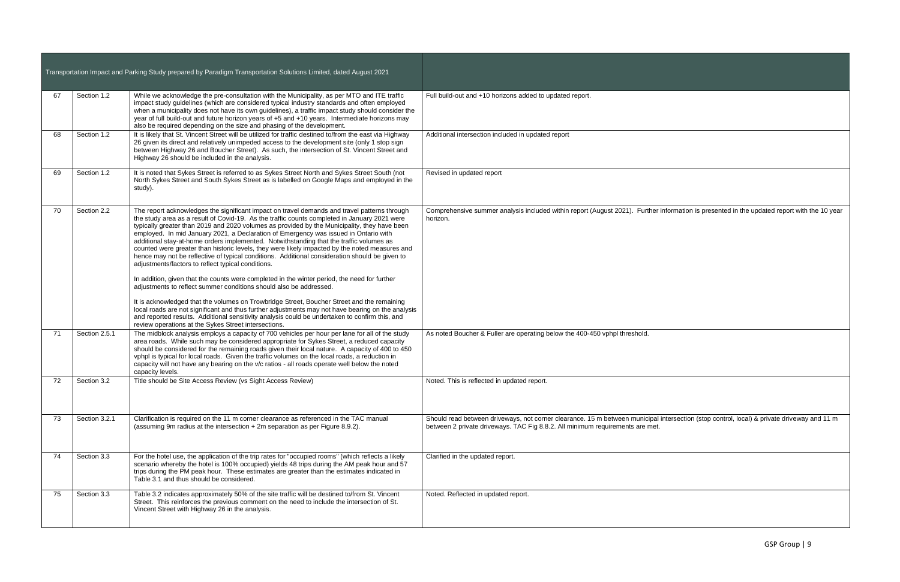| Transportation Impact and Parking Study prepared by Paradigm Transportation Solutions Limited, dated August 2021 | | | |
|---|---|---|---|
| 67 | Section 1.2 | While we acknowledge the pre-consultation with the Municipality, as per MTO and ITE traffic impact study guidelines (which are considered typical industry standards and often employed when a municipality does not have its own guidelines), a traffic impact study should consider the year of full build-out and future horizon years of +5 and +10 years. Intermediate horizons may also be required depending on the size and phasing of the development. | Full build-out and +10 horizons added to updated report. |
| 68 | Section 1.2 | It is likely that St. Vincent Street will be utilized for traffic destined to/from the east via Highway 26 given its direct and relatively unimpeded access to the development site (only 1 stop sign between Highway 26 and Boucher Street). As such, the intersection of St. Vincent Street and Highway 26 should be included in the analysis. | Additional intersection included in updated report |
| 69 | Section 1.2 | It is noted that Sykes Street is referred to as Sykes Street North and Sykes Street South (not North Sykes Street and South Sykes Street as is labelled on Google Maps and employed in the study). | Revised in updated report |
| 70 | Section 2.2 | The report acknowledges the significant impact on travel demands and travel patterns through the study area as a result of Covid-19. As the traffic counts completed in January 2021 were typically greater than 2019 and 2020 volumes as provided by the Municipality, they have been employed. In mid January 2021, a Declaration of Emergency was issued in Ontario with additional stay-at-home orders implemented. Notwithstanding that the traffic volumes as counted were greater than historic levels, they were likely impacted by the noted measures and hence may not be reflective of typical conditions. Additional consideration should be given to adjustments/factors to reflect typical conditions.<br><br>In addition, given that the counts were completed in the winter period, the need for further adjustments to reflect summer conditions should also be addressed.<br><br>It is acknowledged that the volumes on Trowbridge Street, Boucher Street and the remaining local roads are not significant and thus further adjustments may not have bearing on the analysis and reported results. Additional sensitivity analysis could be undertaken to confirm this, and review operations at the Sykes Street intersections. | Comprehensive summer analysis included within report (August 2021). Further information is presented in the updated report with the 10 year horizon. |
| 71 | Section 2.5.1 | The midblock analysis employs a capacity of 700 vehicles per hour per lane for all of the study area roads. While such may be considered appropriate for Sykes Street, a reduced capacity should be considered for the remaining roads given their local nature. A capacity of 400 to 450 vphpl is typical for local roads. Given the traffic volumes on the local roads, a reduction in capacity will not have any bearing on the v/c ratios - all roads operate well below the noted capacity levels. | As noted Boucher & Fuller are operating below the 400-450 vphpl threshold. |
| 72 | Section 3.2 | Title should be Site Access Review (vs Sight Access Review) | Noted. This is reflected in updated report. |
| 73 | Section 3.2.1 | Clarification is required on the 11 m corner clearance as referenced in the TAC manual (assuming 9m radius at the intersection + 2m separation as per Figure 8.9.2). | Should read between driveways, not corner clearance. 15 m between municipal intersection (stop control, local) & private driveway and 11 m between 2 private driveways. TAC Fig 8.8.2. All minimum requirements are met. |
| 74 | Section 3.3 | For the hotel use, the application of the trip rates for "occupied rooms" (which reflects a likely scenario whereby the hotel is 100% occupied) yields 48 trips during the AM peak hour and 57 trips during the PM peak hour. These estimates are greater than the estimates indicated in Table 3.1 and thus should be considered. | Clarified in the updated report. |
| 75 | Section 3.3 | Table 3.2 indicates approximately 50% of the site traffic will be destined to/from St. Vincent Street. This reinforces the previous comment on the need to include the intersection of St. Vincent Street with Highway 26 in the analysis. | Noted. Reflected in updated report. |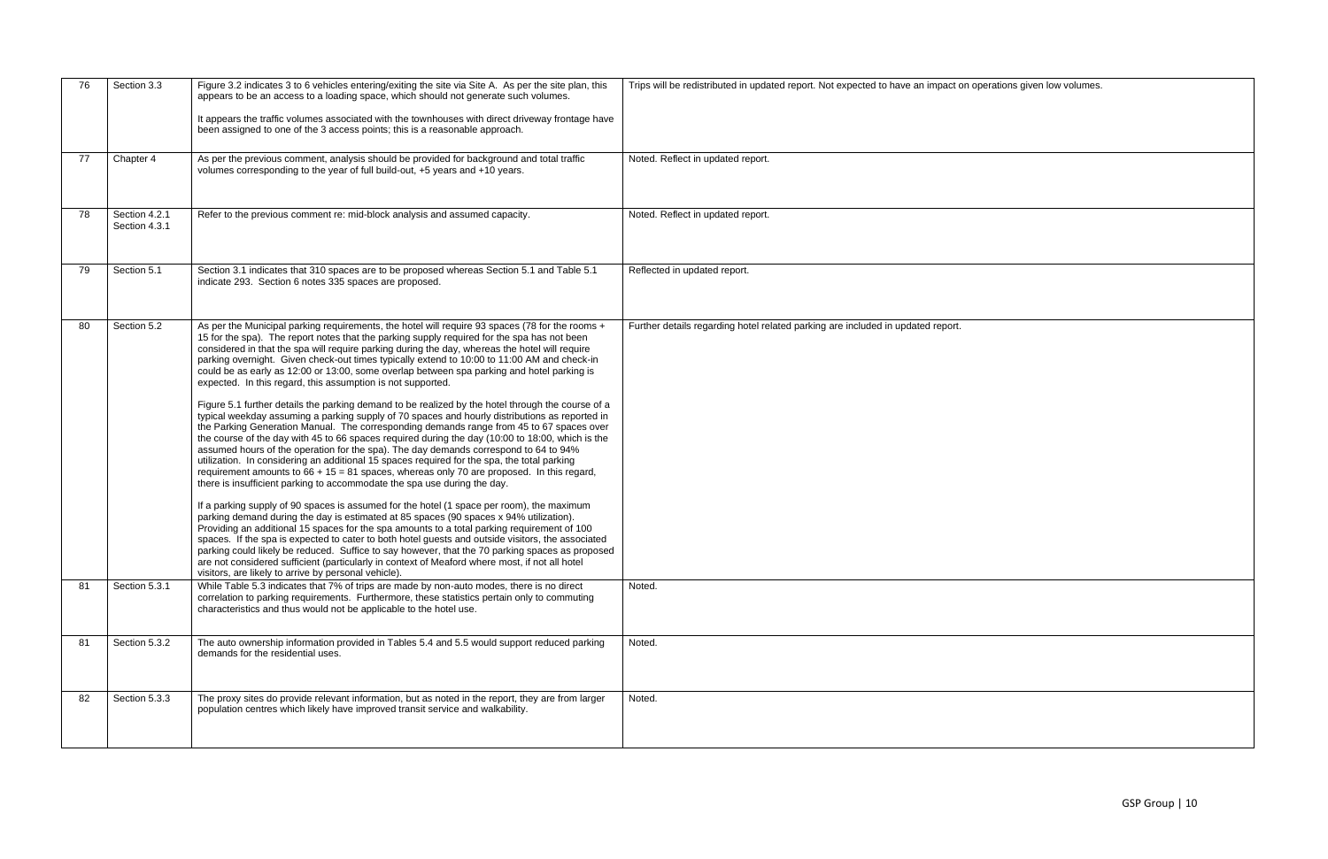| | | | |
|---|---|---|---|
| 76 | Section 3.3 | Figure 3.2 indicates 3 to 6 vehicles entering/exiting the site via Site A. As per the site plan, this appears to be an access to a loading space, which should not generate such volumes.<br><br>It appears the traffic volumes associated with the townhouses with direct driveway frontage have been assigned to one of the 3 access points; this is a reasonable approach. | Trips will be redistributed in updated report. Not expected to have an impact on operations given low volumes. |
| 77 | Chapter 4 | As per the previous comment, analysis should be provided for background and total traffic volumes corresponding to the year of full build-out, +5 years and +10 years. | Noted. Reflect in updated report. |
| 78 | Section 4.2.1<br>Section 4.3.1 | Refer to the previous comment re: mid-block analysis and assumed capacity. | Noted. Reflect in updated report. |
| 79 | Section 5.1 | Section 3.1 indicates that 310 spaces are to be proposed whereas Section 5.1 and Table 5.1 indicate 293. Section 6 notes 335 spaces are proposed. | Reflected in updated report. |
| 80 | Section 5.2 | As per the Municipal parking requirements, the hotel will require 93 spaces (78 for the rooms + 15 for the spa). The report notes that the parking supply required for the spa has not been considered in that the spa will require parking during the day, whereas the hotel will require parking overnight. Given check-out times typically extend to 10:00 to 11:00 AM and check-in could be as early as 12:00 or 13:00, some overlap between spa parking and hotel parking is expected. In this regard, this assumption is not supported.<br><br>Figure 5.1 further details the parking demand to be realized by the hotel through the course of a typical weekday assuming a parking supply of 70 spaces and hourly distributions as reported in the Parking Generation Manual. The corresponding demands range from 45 to 67 spaces over the course of the day with 45 to 66 spaces required during the day (10:00 to 18:00, which is the assumed hours of the operation for the spa). The day demands correspond to 64 to 94% utilization. In considering an additional 15 spaces required for the spa, the total parking requirement amounts to 66 + 15 = 81 spaces, whereas only 70 are proposed. In this regard, there is insufficient parking to accommodate the spa use during the day.<br><br>If a parking supply of 90 spaces is assumed for the hotel (1 space per room), the maximum parking demand during the day is estimated at 85 spaces (90 spaces x 94% utilization). Providing an additional 15 spaces for the spa amounts to a total parking requirement of 100 spaces. If the spa is expected to cater to both hotel guests and outside visitors, the associated parking could likely be reduced. Suffice to say however, that the 70 parking spaces as proposed are not considered sufficient (particularly in context of Meaford where most, if not all hotel visitors, are likely to arrive by personal vehicle). | Further details regarding hotel related parking are included in updated report. |
| 81 | Section 5.3.1 | While Table 5.3 indicates that 7% of trips are made by non-auto modes, there is no direct correlation to parking requirements. Furthermore, these statistics pertain only to commuting characteristics and thus would not be applicable to the hotel use. | Noted. |
| 81 | Section 5.3.2 | The auto ownership information provided in Tables 5.4 and 5.5 would support reduced parking demands for the residential uses. | Noted. |
| 82 | Section 5.3.3 | The proxy sites do provide relevant information, but as noted in the report, they are from larger population centres which likely have improved transit service and walkability. | Noted. |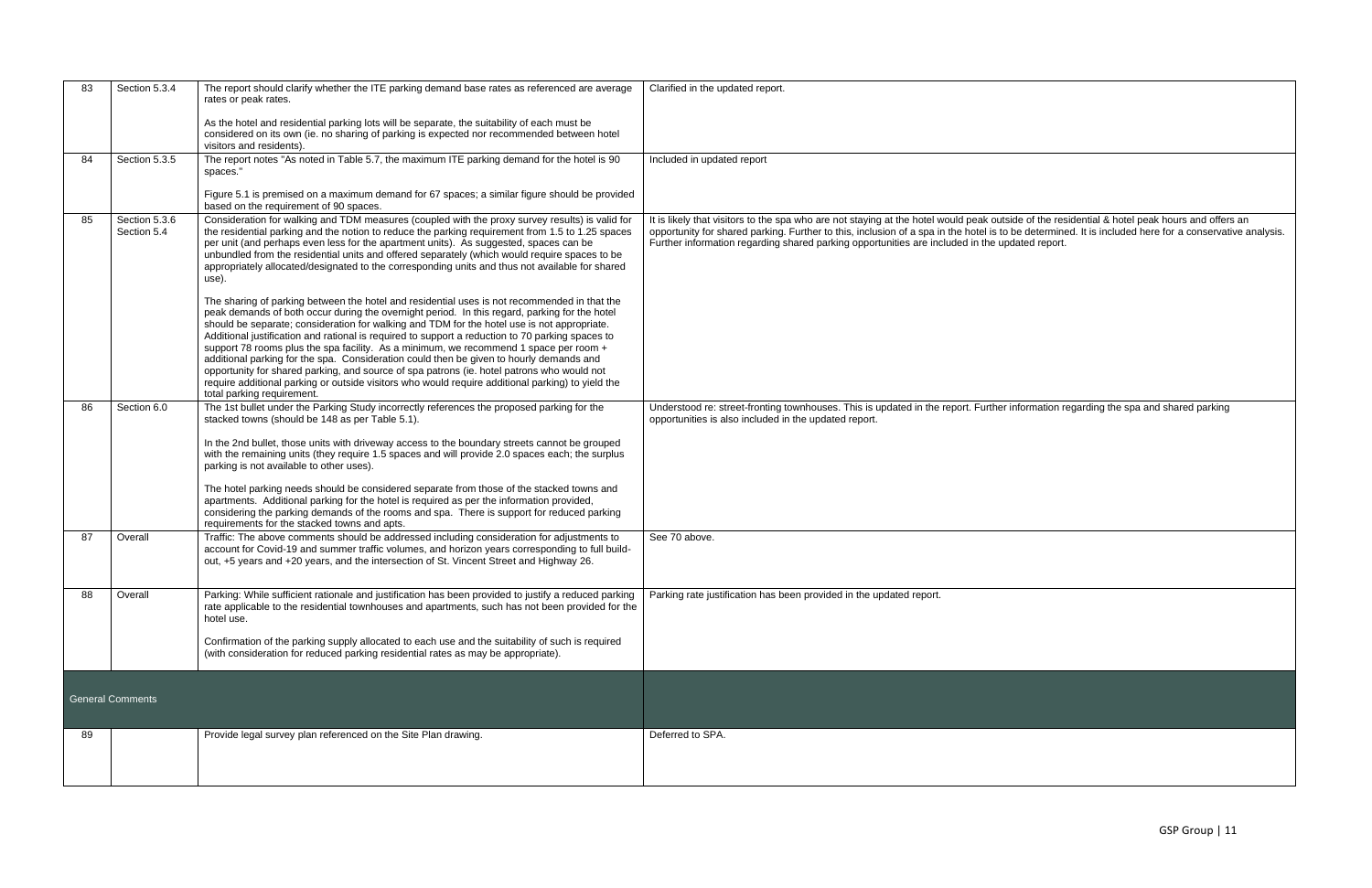| | | | |
|---|---|---|---|
| 83 | Section 5.3.4 | The report should clarify whether the ITE parking demand base rates as referenced are average rates or peak rates.<br><br>As the hotel and residential parking lots will be separate, the suitability of each must be considered on its own (ie. no sharing of parking is expected nor recommended between hotel visitors and residents). | Clarified in the updated report. |
| 84 | Section 5.3.5 | The report notes "As noted in Table 5.7, the maximum ITE parking demand for the hotel is 90 spaces."<br><br>Figure 5.1 is premised on a maximum demand for 67 spaces; a similar figure should be provided based on the requirement of 90 spaces. | Included in updated report |
| 85 | Section 5.3.6<br>Section 5.4 | Consideration for walking and TDM measures (coupled with the proxy survey results) is valid for the residential parking and the notion to reduce the parking requirement from 1.5 to 1.25 spaces per unit (and perhaps even less for the apartment units). As suggested, spaces can be unbundled from the residential units and offered separately (which would require spaces to be appropriately allocated/designated to the corresponding units and thus not available for shared use).<br><br>The sharing of parking between the hotel and residential uses is not recommended in that the peak demands of both occur during the overnight period. In this regard, parking for the hotel should be separate; consideration for walking and TDM for the hotel use is not appropriate. Additional justification and rational is required to support a reduction to 70 parking spaces to support 78 rooms plus the spa facility. As a minimum, we recommend 1 space per room + additional parking for the spa. Consideration could then be given to hourly demands and opportunity for shared parking, and source of spa patrons (ie. hotel patrons who would not require additional parking or outside visitors who would require additional parking) to yield the total parking requirement. | It is likely that visitors to the spa who are not staying at the hotel would peak outside of the residential & hotel peak hours and offers an opportunity for shared parking. Further to this, inclusion of a spa in the hotel is to be determined. It is included here for a conservative analysis. Further information regarding shared parking opportunities are included in the updated report. |
| 86 | Section 6.0 | The 1st bullet under the Parking Study incorrectly references the proposed parking for the stacked towns (should be 148 as per Table 5.1).<br><br>In the 2nd bullet, those units with driveway access to the boundary streets cannot be grouped with the remaining units (they require 1.5 spaces and will provide 2.0 spaces each; the surplus parking is not available to other uses).<br><br>The hotel parking needs should be considered separate from those of the stacked towns and apartments. Additional parking for the hotel is required as per the information provided, considering the parking demands of the rooms and spa. There is support for reduced parking requirements for the stacked towns and apts. | Understood re: street-fronting townhouses. This is updated in the report. Further information regarding the spa and shared parking opportunities is also included in the updated report. |
| 87 | Overall | Traffic: The above comments should be addressed including consideration for adjustments to account for Covid-19 and summer traffic volumes, and horizon years corresponding to full build-out, +5 years and +20 years, and the intersection of St. Vincent Street and Highway 26. | See 70 above. |
| 88 | Overall | Parking: While sufficient rationale and justification has been provided to justify a reduced parking rate applicable to the residential townhouses and apartments, such has not been provided for the hotel use.<br><br>Confirmation of the parking supply allocated to each use and the suitability of such is required (with consideration for reduced parking residential rates as may be appropriate). | Parking rate justification has been provided in the updated report. |
| **General Comments** | | | |
| 89 | | Provide legal survey plan referenced on the Site Plan drawing. | Deferred to SPA. |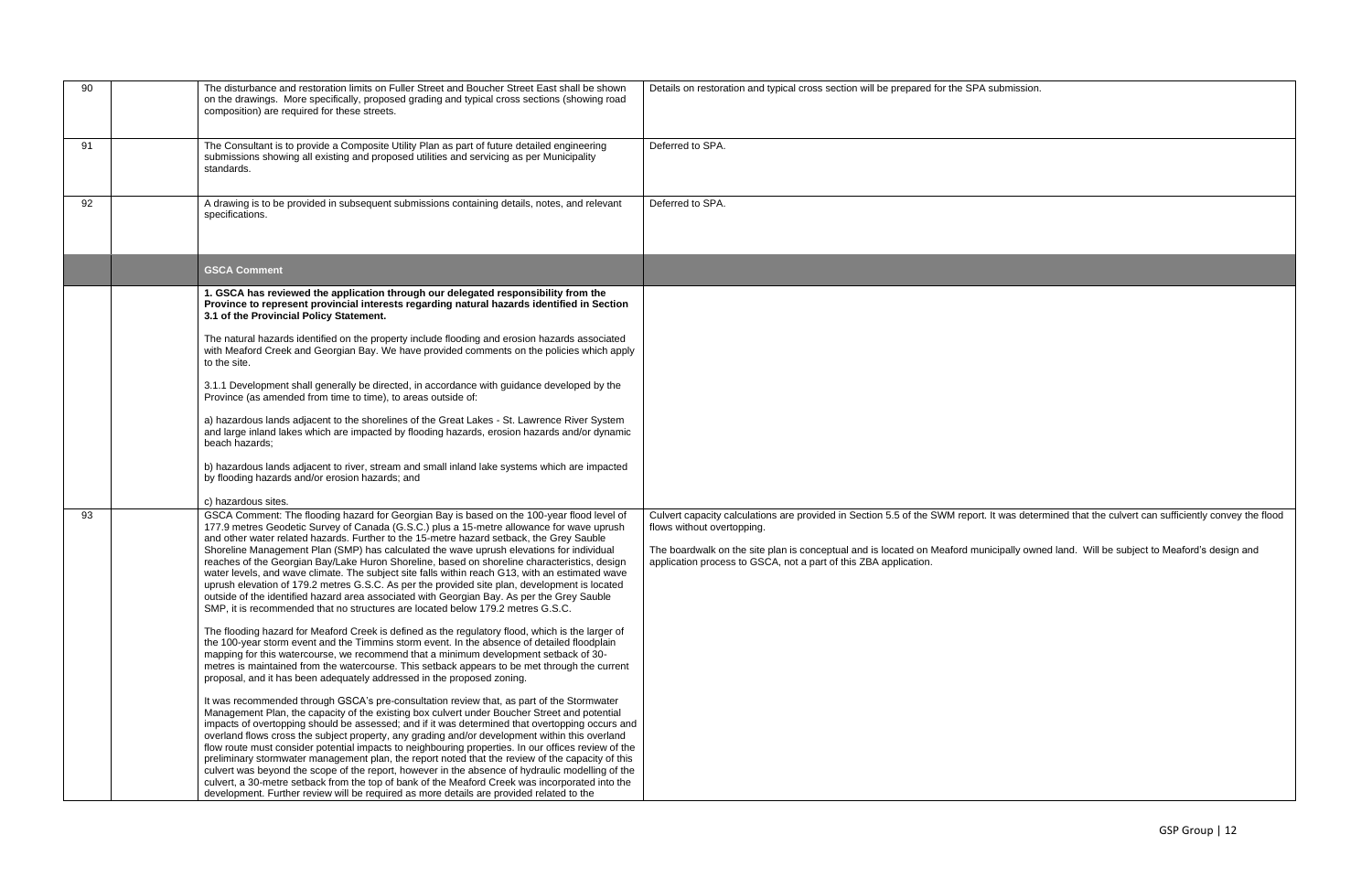| | | | |
|---|---|---|---|
| 90 | | The disturbance and restoration limits on Fuller Street and Boucher Street East shall be shown on the drawings. More specifically, proposed grading and typical cross sections (showing road composition) are required for these streets. | Details on restoration and typical cross section will be prepared for the SPA submission. |
| 91 | | The Consultant is to provide a Composite Utility Plan as part of future detailed engineering submissions showing all existing and proposed utilities and servicing as per Municipality standards. | Deferred to SPA. |
| 92 | | A drawing is to be provided in subsequent submissions containing details, notes, and relevant specifications. | Deferred to SPA. |
| | | **GSCA Comment** | |
| | | **1. GSCA has reviewed the application through our delegated responsibility from the Province to represent provincial interests regarding natural hazards identified in Section 3.1 of the Provincial Policy Statement.**<br><br>The natural hazards identified on the property include flooding and erosion hazards associated with Meaford Creek and Georgian Bay. We have provided comments on the policies which apply to the site.<br><br>3.1.1 Development shall generally be directed, in accordance with guidance developed by the Province (as amended from time to time), to areas outside of:<br><br>a) hazardous lands adjacent to the shorelines of the Great Lakes - St. Lawrence River System and large inland lakes which are impacted by flooding hazards, erosion hazards and/or dynamic beach hazards;<br><br>b) hazardous lands adjacent to river, stream and small inland lake systems which are impacted by flooding hazards and/or erosion hazards; and<br><br>c) hazardous sites. | |
| 93 | | GSCA Comment: The flooding hazard for Georgian Bay is based on the 100-year flood level of 177.9 metres Geodetic Survey of Canada (G.S.C.) plus a 15-metre allowance for wave uprush and other water related hazards. Further to the 15-metre hazard setback, the Grey Sauble Shoreline Management Plan (SMP) has calculated the wave uprush elevations for individual reaches of the Georgian Bay/Lake Huron Shoreline, based on shoreline characteristics, design water levels, and wave climate. The subject site falls within reach G13, with an estimated wave uprush elevation of 179.2 metres G.S.C. As per the provided site plan, development is located outside of the identified hazard area associated with Georgian Bay. As per the Grey Sauble SMP, it is recommended that no structures are located below 179.2 metres G.S.C.<br><br>The flooding hazard for Meaford Creek is defined as the regulatory flood, which is the larger of the 100-year storm event and the Timmins storm event. In the absence of detailed floodplain mapping for this watercourse, we recommend that a minimum development setback of 30-metres is maintained from the watercourse. This setback appears to be met through the current proposal, and it has been adequately addressed in the proposed zoning.<br><br>It was recommended through GSCA's pre-consultation review that, as part of the Stormwater Management Plan, the capacity of the existing box culvert under Boucher Street and potential impacts of overtopping should be assessed; and if it was determined that overtopping occurs and overland flows cross the subject property, any grading and/or development within this overland flow route must consider potential impacts to neighbouring properties. In our offices review of the preliminary stormwater management plan, the report noted that the review of the capacity of this culvert was beyond the scope of the report, however in the absence of hydraulic modelling of the culvert, a 30-metre setback from the top of bank of the Meaford Creek was incorporated into the development. Further review will be required as more details are provided related to the | Culvert capacity calculations are provided in Section 5.5 of the SWM report. It was determined that the culvert can sufficiently convey the flood flows without overtopping.<br><br>The boardwalk on the site plan is conceptual and is located on Meaford municipally owned land. Will be subject to Meaford's design and application process to GSCA, not a part of this ZBA application. |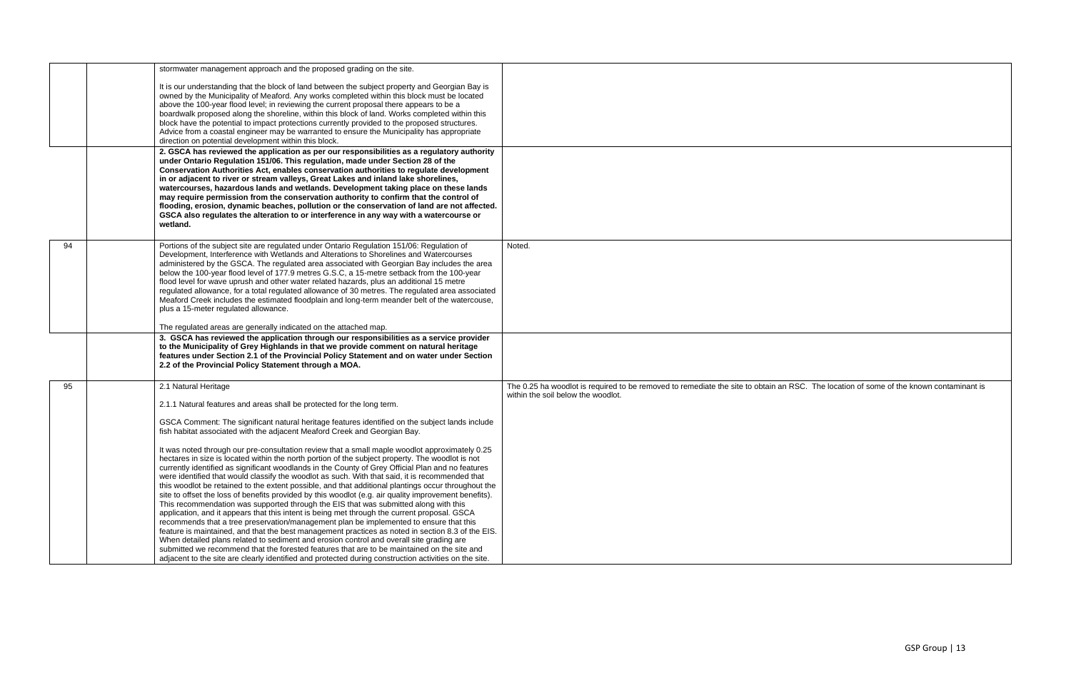| | | | |
|---|---|---|---|
| | | stormwater management approach and the proposed grading on the site.<br><br>It is our understanding that the block of land between the subject property and Georgian Bay is owned by the Municipality of Meaford. Any works completed within this block must be located above the 100-year flood level; in reviewing the current proposal there appears to be a boardwalk proposed along the shoreline, within this block of land. Works completed within this block have the potential to impact protections currently provided to the proposed structures. Advice from a coastal engineer may be warranted to ensure the Municipality has appropriate direction on potential development within this block. | |
| | | **2. GSCA has reviewed the application as per our responsibilities as a regulatory authority under Ontario Regulation 151/06. This regulation, made under Section 28 of the Conservation Authorities Act, enables conservation authorities to regulate development in or adjacent to river or stream valleys, Great Lakes and inland lake shorelines, watercourses, hazardous lands and wetlands. Development taking place on these lands may require permission from the conservation authority to confirm that the control of flooding, erosion, dynamic beaches, pollution or the conservation of land are not affected. GSCA also regulates the alteration to or interference in any way with a watercourse or wetland.** | |
| 94 | | Portions of the subject site are regulated under Ontario Regulation 151/06: Regulation of Development, Interference with Wetlands and Alterations to Shorelines and Watercourses administered by the GSCA. The regulated area associated with Georgian Bay includes the area below the 100-year flood level of 177.9 metres G.S.C, a 15-metre setback from the 100-year flood level for wave uprush and other water related hazards, plus an additional 15 metre regulated allowance, for a total regulated allowance of 30 metres. The regulated area associated Meaford Creek includes the estimated floodplain and long-term meander belt of the watercourse, plus a 15-meter regulated allowance.<br><br>The regulated areas are generally indicated on the attached map. | Noted. |
| | | **3. GSCA has reviewed the application through our responsibilities as a service provider to the Municipality of Grey Highlands in that we provide comment on natural heritage features under Section 2.1 of the Provincial Policy Statement and on water under Section 2.2 of the Provincial Policy Statement through a MOA.** | |
| 95 | | 2.1 Natural Heritage<br><br>2.1.1 Natural features and areas shall be protected for the long term.<br><br>GSCA Comment: The significant natural heritage features identified on the subject lands include fish habitat associated with the adjacent Meaford Creek and Georgian Bay.<br><br>It was noted through our pre-consultation review that a small maple woodlot approximately 0.25 hectares in size is located within the north portion of the subject property. The woodlot is not currently identified as significant woodlands in the County of Grey Official Plan and no features were identified that would classify the woodlot as such. With that said, it is recommended that this woodlot be retained to the extent possible, and that additional plantings occur throughout the site to offset the loss of benefits provided by this woodlot (e.g. air quality improvement benefits). This recommendation was supported through the EIS that was submitted along with this application, and it appears that this intent is being met through the current proposal. GSCA recommends that a tree preservation/management plan be implemented to ensure that this feature is maintained, and that the best management practices as noted in section 8.3 of the EIS. When detailed plans related to sediment and erosion control and overall site grading are submitted we recommend that the forested features that are to be maintained on the site and adjacent to the site are clearly identified and protected during construction activities on the site. | The 0.25 ha woodlot is required to be removed to remediate the site to obtain an RSC. The location of some of the known contaminant is within the soil below the woodlot. |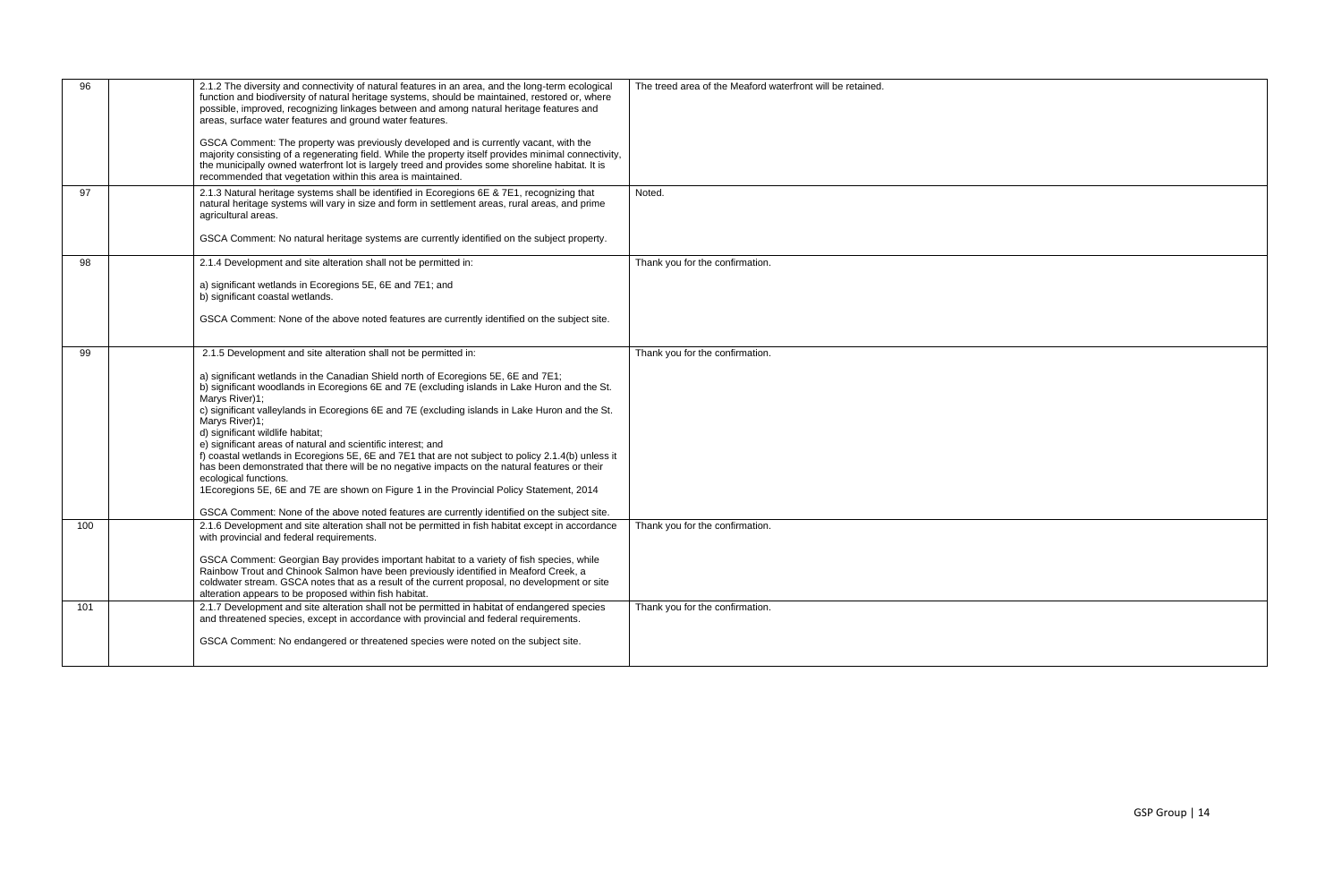| 96 | | 2.1.2 The diversity and connectivity of natural features in an area, and the long-term ecological function and biodiversity of natural heritage systems, should be maintained, restored or, where possible, improved, recognizing linkages between and among natural heritage features and areas, surface water features and ground water features.<br><br>GSCA Comment: The property was previously developed and is currently vacant, with the majority consisting of a regenerating field. While the property itself provides minimal connectivity, the municipally owned waterfront lot is largely treed and provides some shoreline habitat. It is recommended that vegetation within this area is maintained. | The treed area of the Meaford waterfront will be retained. |
|---|---|---|---|
| 97 | | 2.1.3 Natural heritage systems shall be identified in Ecoregions 6E & 7E1, recognizing that natural heritage systems will vary in size and form in settlement areas, rural areas, and prime agricultural areas.<br><br>GSCA Comment: No natural heritage systems are currently identified on the subject property. | Noted. |
| 98 | | 2.1.4 Development and site alteration shall not be permitted in:<br><br>a) significant wetlands in Ecoregions 5E, 6E and 7E1; and<br>b) significant coastal wetlands.<br><br>GSCA Comment: None of the above noted features are currently identified on the subject site. | Thank you for the confirmation. |
| 99 | | 2.1.5 Development and site alteration shall not be permitted in:<br><br>a) significant wetlands in the Canadian Shield north of Ecoregions 5E, 6E and 7E1;<br>b) significant woodlands in Ecoregions 6E and 7E (excluding islands in Lake Huron and the St. Marys River)1;<br>c) significant valleylands in Ecoregions 6E and 7E (excluding islands in Lake Huron and the St. Marys River)1;<br>d) significant wildlife habitat;<br>e) significant areas of natural and scientific interest; and<br>f) coastal wetlands in Ecoregions 5E, 6E and 7E1 that are not subject to policy 2.1.4(b) unless it has been demonstrated that there will be no negative impacts on the natural features or their ecological functions.<br>1Ecoregions 5E, 6E and 7E are shown on Figure 1 in the Provincial Policy Statement, 2014<br><br>GSCA Comment: None of the above noted features are currently identified on the subject site. | Thank you for the confirmation. |
| 100 | | 2.1.6 Development and site alteration shall not be permitted in fish habitat except in accordance with provincial and federal requirements.<br><br>GSCA Comment: Georgian Bay provides important habitat to a variety of fish species, while Rainbow Trout and Chinook Salmon have been previously identified in Meaford Creek, a coldwater stream. GSCA notes that as a result of the current proposal, no development or site alteration appears to be proposed within fish habitat. | Thank you for the confirmation. |
| 101 | | 2.1.7 Development and site alteration shall not be permitted in habitat of endangered species and threatened species, except in accordance with provincial and federal requirements.<br><br>GSCA Comment: No endangered or threatened species were noted on the subject site. | Thank you for the confirmation. |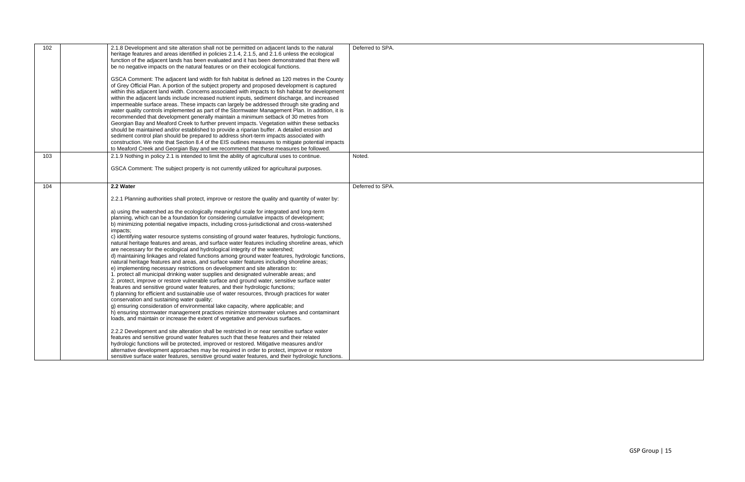| | | | |
|---|---|---|---|
| 102 | | 2.1.8 Development and site alteration shall not be permitted on adjacent lands to the natural heritage features and areas identified in policies 2.1.4, 2.1.5, and 2.1.6 unless the ecological function of the adjacent lands has been evaluated and it has been demonstrated that there will be no negative impacts on the natural features or on their ecological functions.<br><br>GSCA Comment: The adjacent land width for fish habitat is defined as 120 metres in the County of Grey Official Plan. A portion of the subject property and proposed development is captured within this adjacent land width. Concerns associated with impacts to fish habitat for development within the adjacent lands include increased nutrient inputs, sediment discharge, and increased impermeable surface areas. These impacts can largely be addressed through site grading and water quality controls implemented as part of the Stormwater Management Plan. In addition, it is recommended that development generally maintain a minimum setback of 30 metres from Georgian Bay and Meaford Creek to further prevent impacts. Vegetation within these setbacks should be maintained and/or established to provide a riparian buffer. A detailed erosion and sediment control plan should be prepared to address short-term impacts associated with construction. We note that Section 8.4 of the EIS outlines measures to mitigate potential impacts to Meaford Creek and Georgian Bay and we recommend that these measures be followed. | Deferred to SPA. |
| 103 | | 2.1.9 Nothing in policy 2.1 is intended to limit the ability of agricultural uses to continue.<br><br>GSCA Comment: The subject property is not currently utilized for agricultural purposes. | Noted. |
| 104 | | **2.2 Water**<br><br>2.2.1 Planning authorities shall protect, improve or restore the quality and quantity of water by:<br><br>a) using the watershed as the ecologically meaningful scale for integrated and long-term planning, which can be a foundation for considering cumulative impacts of development;<br>b) minimizing potential negative impacts, including cross-jurisdictional and cross-watershed impacts;<br>c) identifying water resource systems consisting of ground water features, hydrologic functions, natural heritage features and areas, and surface water features including shoreline areas, which are necessary for the ecological and hydrological integrity of the watershed;<br>d) maintaining linkages and related functions among ground water features, hydrologic functions, natural heritage features and areas, and surface water features including shoreline areas;<br>e) implementing necessary restrictions on development and site alteration to:<br>1. protect all municipal drinking water supplies and designated vulnerable areas; and<br>2. protect, improve or restore vulnerable surface and ground water, sensitive surface water features and sensitive ground water features, and their hydrologic functions;<br>f) planning for efficient and sustainable use of water resources, through practices for water conservation and sustaining water quality;<br>g) ensuring consideration of environmental lake capacity, where applicable; and<br>h) ensuring stormwater management practices minimize stormwater volumes and contaminant loads, and maintain or increase the extent of vegetative and pervious surfaces.<br><br>2.2.2 Development and site alteration shall be restricted in or near sensitive surface water features and sensitive ground water features such that these features and their related hydrologic functions will be protected, improved or restored. Mitigative measures and/or alternative development approaches may be required in order to protect, improve or restore sensitive surface water features, sensitive ground water features, and their hydrologic functions. | Deferred to SPA. |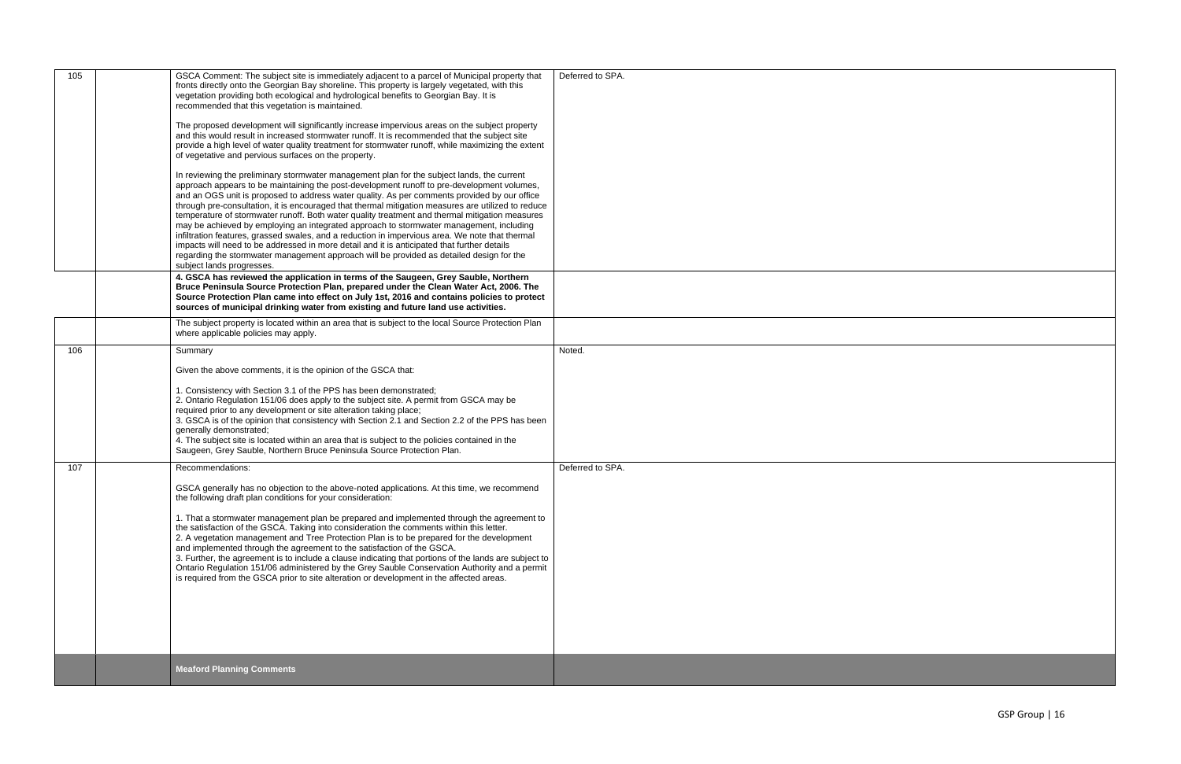| | | | |
|---|---|---|---|
| 105 | | GSCA Comment: The subject site is immediately adjacent to a parcel of Municipal property that fronts directly onto the Georgian Bay shoreline. This property is largely vegetated, with this vegetation providing both ecological and hydrological benefits to Georgian Bay. It is recommended that this vegetation is maintained.<br><br>The proposed development will significantly increase impervious areas on the subject property and this would result in increased stormwater runoff. It is recommended that the subject site provide a high level of water quality treatment for stormwater runoff, while maximizing the extent of vegetative and pervious surfaces on the property.<br><br>In reviewing the preliminary stormwater management plan for the subject lands, the current approach appears to be maintaining the post-development runoff to pre-development volumes, and an OGS unit is proposed to address water quality. As per comments provided by our office through pre-consultation, it is encouraged that thermal mitigation measures are utilized to reduce temperature of stormwater runoff. Both water quality treatment and thermal mitigation measures may be achieved by employing an integrated approach to stormwater management, including infiltration features, grassed swales, and a reduction in impervious area. We note that thermal impacts will need to be addressed in more detail and it is anticipated that further details regarding the stormwater management approach will be provided as detailed design for the subject lands progresses. | Deferred to SPA. |
| | | **4. GSCA has reviewed the application in terms of the Saugeen, Grey Sauble, Northern Bruce Peninsula Source Protection Plan, prepared under the Clean Water Act, 2006. The Source Protection Plan came into effect on July 1st, 2016 and contains policies to protect sources of municipal drinking water from existing and future land use activities.** | |
| | | The subject property is located within an area that is subject to the local Source Protection Plan where applicable policies may apply. | |
| 106 | | Summary<br><br>Given the above comments, it is the opinion of the GSCA that:<br><br>1. Consistency with Section 3.1 of the PPS has been demonstrated;<br>2. Ontario Regulation 151/06 does apply to the subject site. A permit from GSCA may be required prior to any development or site alteration taking place;<br>3. GSCA is of the opinion that consistency with Section 2.1 and Section 2.2 of the PPS has been generally demonstrated;<br>4. The subject site is located within an area that is subject to the policies contained in the Saugeen, Grey Sauble, Northern Bruce Peninsula Source Protection Plan. | Noted. |
| 107 | | Recommendations:<br><br>GSCA generally has no objection to the above-noted applications. At this time, we recommend the following draft plan conditions for your consideration:<br><br>1. That a stormwater management plan be prepared and implemented through the agreement to the satisfaction of the GSCA. Taking into consideration the comments within this letter.<br>2. A vegetation management and Tree Protection Plan is to be prepared for the development and implemented through the agreement to the satisfaction of the GSCA.<br>3. Further, the agreement is to include a clause indicating that portions of the lands are subject to Ontario Regulation 151/06 administered by the Grey Sauble Conservation Authority and a permit is required from the GSCA prior to site alteration or development in the affected areas. | Deferred to SPA. |
| | | **Meaford Planning Comments** | |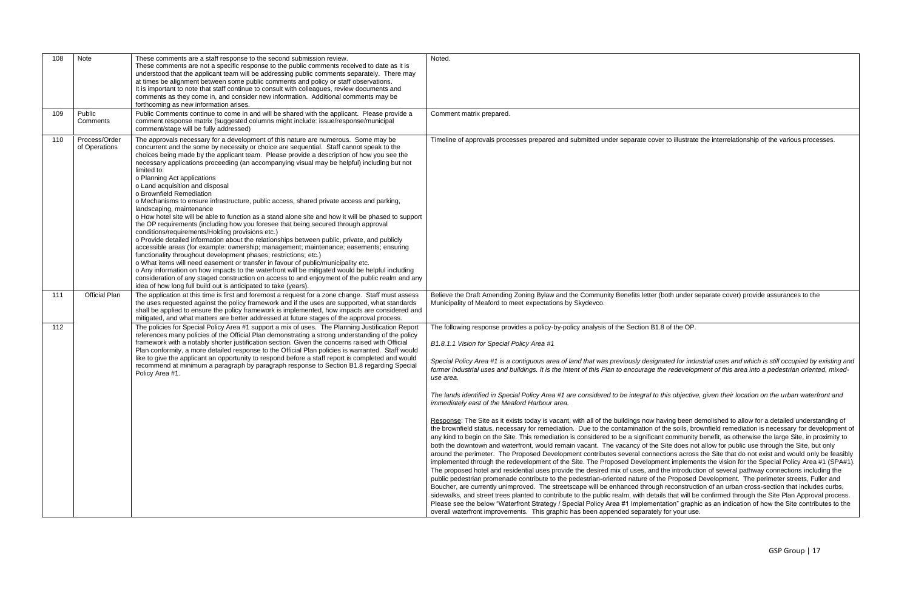| | | | |
|---|---|---|---|
| 108 | Note | These comments are a staff response to the second submission review.<br>These comments are not a specific response to the public comments received to date as it is understood that the applicant team will be addressing public comments separately. There may at times be alignment between some public comments and policy or staff observations.<br>It is important to note that staff continue to consult with colleagues, review documents and comments as they come in, and consider new information. Additional comments may be forthcoming as new information arises. | Noted. |
| 109 | Public Comments | Public Comments continue to come in and will be shared with the applicant. Please provide a comment response matrix (suggested columns might include: issue/response/municipal comment/stage will be fully addressed) | Comment matrix prepared. |
| 110 | Process/Order of Operations | The approvals necessary for a development of this nature are numerous. Some may be concurrent and the some by necessity or choice are sequential. Staff cannot speak to the choices being made by the applicant team. Please provide a description of how you see the necessary applications proceeding (an accompanying visual may be helpful) including but not limited to:<br>o Planning Act applications<br>o Land acquisition and disposal<br>o Brownfield Remediation<br>o Mechanisms to ensure infrastructure, public access, shared private access and parking, landscaping, maintenance<br>o How hotel site will be able to function as a stand alone site and how it will be phased to support the OP requirements (including how you foresee that being secured through approval conditions/requirements/Holding provisions etc.)<br>o Provide detailed information about the relationships between public, private, and publicly accessible areas (for example: ownership; management; maintenance; easements; ensuring functionality throughout development phases; restrictions; etc.)<br>o What items will need easement or transfer in favour of public/municipality etc.<br>o Any information on how impacts to the waterfront will be mitigated would be helpful including consideration of any staged construction on access to and enjoyment of the public realm and any idea of how long full build out is anticipated to take (years). | Timeline of approvals processes prepared and submitted under separate cover to illustrate the interrelationship of the various processes. |
| 111 | Official Plan | The application at this time is first and foremost a request for a zone change. Staff must assess the uses requested against the policy framework and if the uses are supported, what standards shall be applied to ensure the policy framework is implemented, how impacts are considered and mitigated, and what matters are better addressed at future stages of the approval process. | Believe the Draft Amending Zoning Bylaw and the Community Benefits letter (both under separate cover) provide assurances to the Municipality of Meaford to meet expectations by Skydevco. |
| 112 | | The policies for Special Policy Area #1 support a mix of uses. The Planning Justification Report references many policies of the Official Plan demonstrating a strong understanding of the policy framework with a notably shorter justification section. Given the concerns raised with Official Plan conformity, a more detailed response to the Official Plan policies is warranted. Staff would like to give the applicant an opportunity to respond before a staff report is completed and would recommend at minimum a paragraph by paragraph response to Section B1.8 regarding Special Policy Area #1. | The following response provides a policy-by-policy analysis of the Section B1.8 of the OP.<br><br>*B1.8.1.1 Vision for Special Policy Area #1*<br><br>*Special Policy Area #1 is a contiguous area of land that was previously designated for industrial uses and which is still occupied by existing and former industrial uses and buildings. It is the intent of this Plan to encourage the redevelopment of this area into a pedestrian oriented, mixed-use area.*<br><br>*The lands identified in Special Policy Area #1 are considered to be integral to this objective, given their location on the urban waterfront and immediately east of the Meaford Harbour area.*<br><br>Response: The Site as it exists today is vacant, with all of the buildings now having been demolished to allow for a detailed understanding of the brownfield status, necessary for remediation. Due to the contamination of the soils, brownfield remediation is necessary for development of any kind to begin on the Site. This remediation is considered to be a significant community benefit, as otherwise the large Site, in proximity to both the downtown and waterfront, would remain vacant. The vacancy of the Site does not allow for public use through the Site, but only around the perimeter. The Proposed Development contributes several connections across the Site that do not exist and would only be feasibly implemented through the redevelopment of the Site. The Proposed Development implements the vision for the Special Policy Area #1 (SPA#1). The proposed hotel and residential uses provide the desired mix of uses, and the introduction of several pathway connections including the public pedestrian promenade contribute to the pedestrian-oriented nature of the Proposed Development. The perimeter streets, Fuller and Boucher, are currently unimproved. The streetscape will be enhanced through reconstruction of an urban cross-section that includes curbs, sidewalks, and street trees planted to contribute to the public realm, with details that will be confirmed through the Site Plan Approval process. Please see the below "Waterfront Strategy / Special Policy Area #1 Implementation" graphic as an indication of how the Site contributes to the overall waterfront improvements. This graphic has been appended separately for your use. |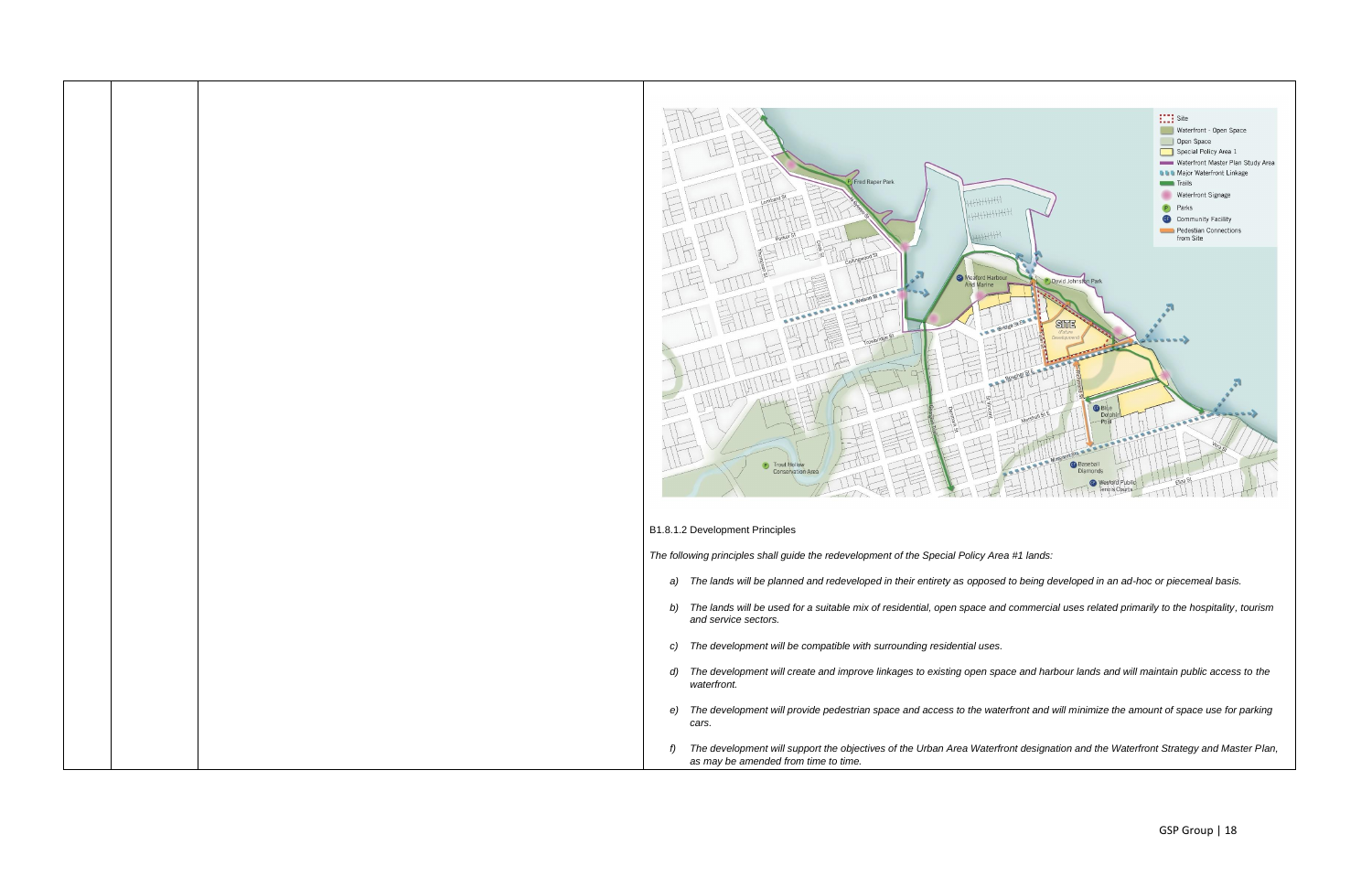B1.8.1.2 Development Principles

*The following principles shall guide the redevelopment of the Special Policy Area #1 lands:*

a) *The lands will be planned and redeveloped in their entirety as opposed to being developed in an ad-hoc or piecemeal basis.*

b) *The lands will be used for a suitable mix of residential, open space and commercial uses related primarily to the hospitality, tourism and service sectors.*

c) *The development will be compatible with surrounding residential uses.*

d) *The development will create and improve linkages to existing open space and harbour lands and will maintain public access to the waterfront.*

e) *The development will provide pedestrian space and access to the waterfront and will minimize the amount of space use for parking cars.*

f) *The development will support the objectives of the Urban Area Waterfront designation and the Waterfront Strategy and Master Plan, as may be amended from time to time.*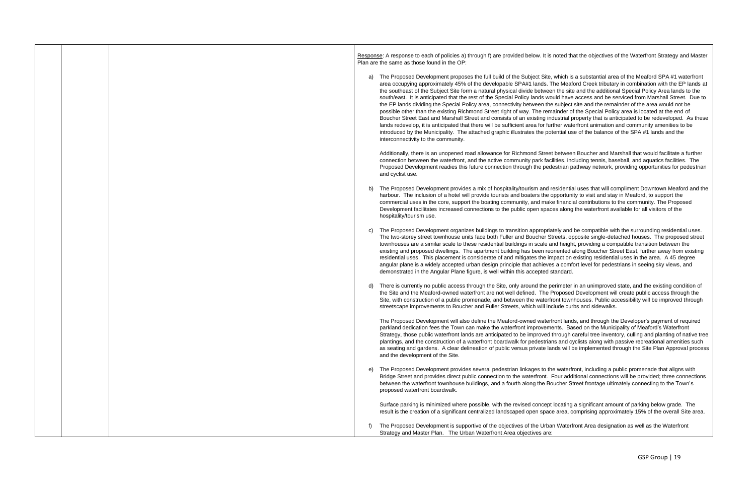Response: A response to each of policies a) through f) are provided below. It is noted that the objectives of the Waterfront Strategy and Master Plan are the same as those found in the OP:

a) The Proposed Development proposes the full build of the Subject Site, which is a substantial area of the Meaford SPA #1 waterfront area occupying approximately 45% of the developable SPA#1 lands. The Meaford Creek tributary in combination with the EP lands at the southeast of the Subject Site form a natural physical divide between the site and the additional Special Policy Area lands to the south/east. It is anticipated that the rest of the Special Policy lands would have access and be serviced from Marshall Street. Due to the EP lands dividing the Special Policy area, connectivity between the subject site and the remainder of the area would not be possible other than the existing Richmond Street right of way. The remainder of the Special Policy area is located at the end of Boucher Street East and Marshall Street and consists of an existing industrial property that is anticipated to be redeveloped. As these lands redevelop, it is anticipated that there will be sufficient area for further waterfront animation and community amenities to be introduced by the Municipality. The attached graphic illustrates the potential use of the balance of the SPA #1 lands and the interconnectivity to the community.

   Additionally, there is an unopened road allowance for Richmond Street between Boucher and Marshall that would facilitate a further connection between the waterfront, and the active community park facilities, including tennis, baseball, and aquatics facilities. The Proposed Development readies this future connection through the pedestrian pathway network, providing opportunities for pedestrian and cyclist use.

b) The Proposed Development provides a mix of hospitality/tourism and residential uses that will compliment Downtown Meaford and the harbour. The inclusion of a hotel will provide tourists and boaters the opportunity to visit and stay in Meaford, to support the commercial uses in the core, support the boating community, and make financial contributions to the community. The Proposed Development facilitates increased connections to the public open spaces along the waterfront available for all visitors of the hospitality/tourism use.

c) The Proposed Development organizes buildings to transition appropriately and be compatible with the surrounding residential uses. The two-storey street townhouse units face both Fuller and Boucher Streets, opposite single-detached houses. The proposed street townhouses are a similar scale to these residential buildings in scale and height, providing a compatible transition between the existing and proposed dwellings. The apartment building has been reoriented along Boucher Street East, further away from existing residential uses. This placement is considerate of and mitigates the impact on existing residential uses in the area. A 45 degree angular plane is a widely accepted urban design principle that achieves a comfort level for pedestrians in seeing sky views, and demonstrated in the Angular Plane figure, is well within this accepted standard.

d) There is currently no public access through the Site, only around the perimeter in an unimproved state, and the existing condition of the Site and the Meaford-owned waterfront are not well defined. The Proposed Development will create public access through the Site, with construction of a public promenade, and between the waterfront townhouses. Public accessibility will be improved through streetscape improvements to Boucher and Fuller Streets, which will include curbs and sidewalks.

   The Proposed Development will also define the Meaford-owned waterfront lands, and through the Developer's payment of required parkland dedication fees the Town can make the waterfront improvements. Based on the Municipality of Meaford's Waterfront Strategy, those public waterfront lands are anticipated to be improved through careful tree inventory, culling and planting of native tree plantings, and the construction of a waterfront boardwalk for pedestrians and cyclists along with passive recreational amenities such as seating and gardens. A clear delineation of public versus private lands will be implemented through the Site Plan Approval process and the development of the Site.

e) The Proposed Development provides several pedestrian linkages to the waterfront, including a public promenade that aligns with Bridge Street and provides direct public connection to the waterfront. Four additional connections will be provided; three connections between the waterfront townhouse buildings, and a fourth along the Boucher Street frontage ultimately connecting to the Town's proposed waterfront boardwalk.

   Surface parking is minimized where possible, with the revised concept locating a significant amount of parking below grade. The result is the creation of a significant centralized landscaped open space area, comprising approximately 15% of the overall Site area.

f) The Proposed Development is supportive of the objectives of the Urban Waterfront Area designation as well as the Waterfront Strategy and Master Plan. The Urban Waterfront Area objectives are: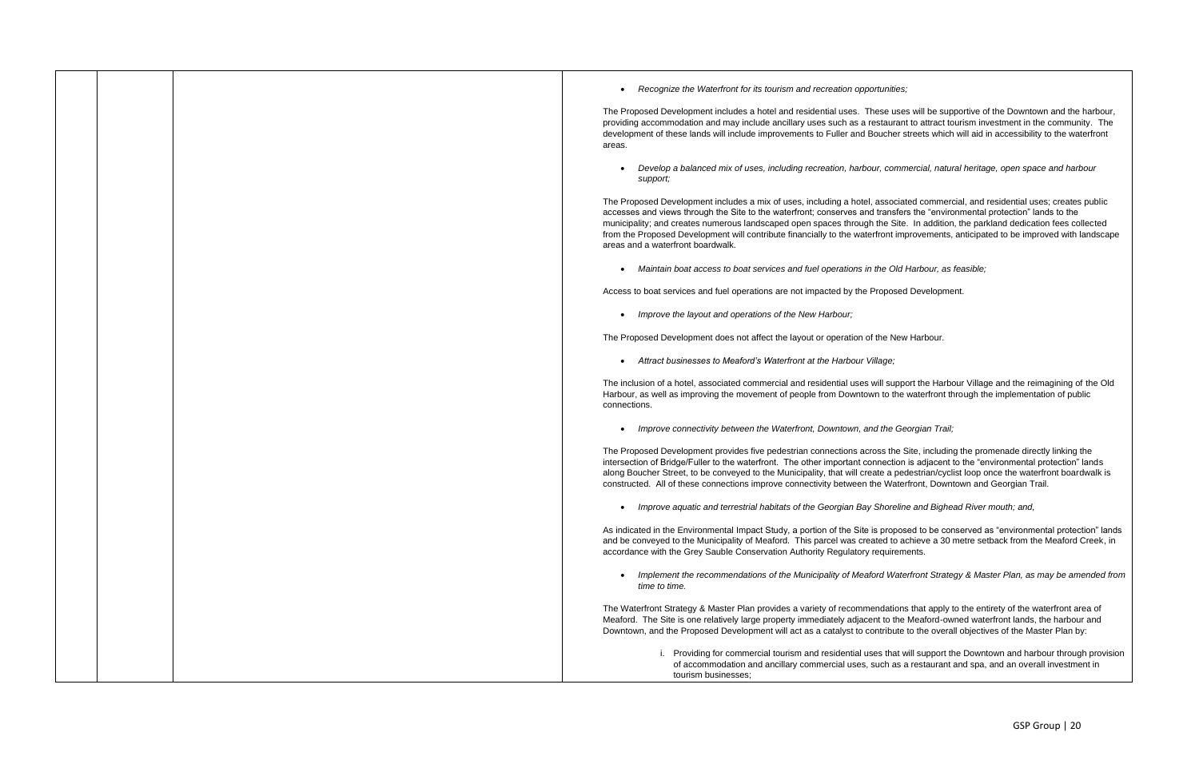- *Recognize the Waterfront for its tourism and recreation opportunities;*

The Proposed Development includes a hotel and residential uses. These uses will be supportive of the Downtown and the harbour, providing accommodation and may include ancillary uses such as a restaurant to attract tourism investment in the community. The development of these lands will include improvements to Fuller and Boucher streets which will aid in accessibility to the waterfront areas.

- *Develop a balanced mix of uses, including recreation, harbour, commercial, natural heritage, open space and harbour support;*

The Proposed Development includes a mix of uses, including a hotel, associated commercial, and residential uses; creates public accesses and views through the Site to the waterfront; conserves and transfers the "environmental protection" lands to the municipality; and creates numerous landscaped open spaces through the Site. In addition, the parkland dedication fees collected from the Proposed Development will contribute financially to the waterfront improvements, anticipated to be improved with landscape areas and a waterfront boardwalk.

- *Maintain boat access to boat services and fuel operations in the Old Harbour, as feasible;*

Access to boat services and fuel operations are not impacted by the Proposed Development.

- *Improve the layout and operations of the New Harbour;*

The Proposed Development does not affect the layout or operation of the New Harbour.

- *Attract businesses to Meaford's Waterfront at the Harbour Village;*

The inclusion of a hotel, associated commercial and residential uses will support the Harbour Village and the reimagining of the Old Harbour, as well as improving the movement of people from Downtown to the waterfront through the implementation of public connections.

- *Improve connectivity between the Waterfront, Downtown, and the Georgian Trail;*

The Proposed Development provides five pedestrian connections across the Site, including the promenade directly linking the intersection of Bridge/Fuller to the waterfront. The other important connection is adjacent to the "environmental protection" lands along Boucher Street, to be conveyed to the Municipality, that will create a pedestrian/cyclist loop once the waterfront boardwalk is constructed. All of these connections improve connectivity between the Waterfront, Downtown and Georgian Trail.

- *Improve aquatic and terrestrial habitats of the Georgian Bay Shoreline and Bighead River mouth; and,*

As indicated in the Environmental Impact Study, a portion of the Site is proposed to be conserved as "environmental protection" lands and be conveyed to the Municipality of Meaford. This parcel was created to achieve a 30 metre setback from the Meaford Creek, in accordance with the Grey Sauble Conservation Authority Regulatory requirements.

- *Implement the recommendations of the Municipality of Meaford Waterfront Strategy & Master Plan, as may be amended from time to time.*

The Waterfront Strategy & Master Plan provides a variety of recommendations that apply to the entirety of the waterfront area of Meaford. The Site is one relatively large property immediately adjacent to the Meaford-owned waterfront lands, the harbour and Downtown, and the Proposed Development will act as a catalyst to contribute to the overall objectives of the Master Plan by:

i. Providing for commercial tourism and residential uses that will support the Downtown and harbour through provision of accommodation and ancillary commercial uses, such as a restaurant and spa, and an overall investment in tourism businesses;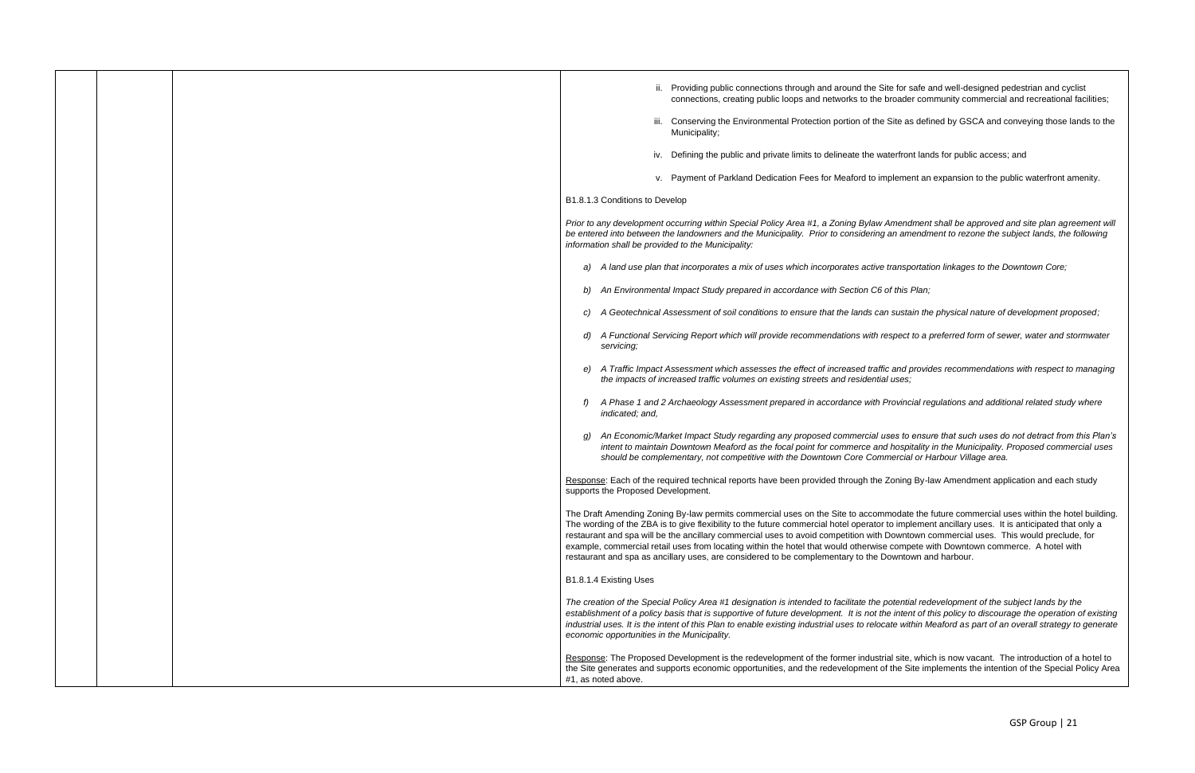ii. Providing public connections through and around the Site for safe and well-designed pedestrian and cyclist connections, creating public loops and networks to the broader community commercial and recreational facilities;

iii. Conserving the Environmental Protection portion of the Site as defined by GSCA and conveying those lands to the Municipality;

iv. Defining the public and private limits to delineate the waterfront lands for public access; and

v. Payment of Parkland Dedication Fees for Meaford to implement an expansion to the public waterfront amenity.

B1.8.1.3 Conditions to Develop

*Prior to any development occurring within Special Policy Area #1, a Zoning Bylaw Amendment shall be approved and site plan agreement will be entered into between the landowners and the Municipality. Prior to considering an amendment to rezone the subject lands, the following information shall be provided to the Municipality:*

*a) A land use plan that incorporates a mix of uses which incorporates active transportation linkages to the Downtown Core;*

*b) An Environmental Impact Study prepared in accordance with Section C6 of this Plan;*

*c) A Geotechnical Assessment of soil conditions to ensure that the lands can sustain the physical nature of development proposed;*

*d) A Functional Servicing Report which will provide recommendations with respect to a preferred form of sewer, water and stormwater servicing;*

*e) A Traffic Impact Assessment which assesses the effect of increased traffic and provides recommendations with respect to managing the impacts of increased traffic volumes on existing streets and residential uses;*

*f) A Phase 1 and 2 Archaeology Assessment prepared in accordance with Provincial regulations and additional related study where indicated; and,*

*g) An Economic/Market Impact Study regarding any proposed commercial uses to ensure that such uses do not detract from this Plan's intent to maintain Downtown Meaford as the focal point for commerce and hospitality in the Municipality. Proposed commercial uses should be complementary, not competitive with the Downtown Core Commercial or Harbour Village area.*

Response: Each of the required technical reports have been provided through the Zoning By-law Amendment application and each study supports the Proposed Development.

The Draft Amending Zoning By-law permits commercial uses on the Site to accommodate the future commercial uses within the hotel building. The wording of the ZBA is to give flexibility to the future commercial hotel operator to implement ancillary uses. It is anticipated that only a restaurant and spa will be the ancillary commercial uses to avoid competition with Downtown commercial uses. This would preclude, for example, commercial retail uses from locating within the hotel that would otherwise compete with Downtown commerce. A hotel with restaurant and spa as ancillary uses, are considered to be complementary to the Downtown and harbour.

B1.8.1.4 Existing Uses

*The creation of the Special Policy Area #1 designation is intended to facilitate the potential redevelopment of the subject lands by the establishment of a policy basis that is supportive of future development. It is not the intent of this policy to discourage the operation of existing industrial uses. It is the intent of this Plan to enable existing industrial uses to relocate within Meaford as part of an overall strategy to generate economic opportunities in the Municipality.*

Response: The Proposed Development is the redevelopment of the former industrial site, which is now vacant. The introduction of a hotel to the Site generates and supports economic opportunities, and the redevelopment of the Site implements the intention of the Special Policy Area #1, as noted above.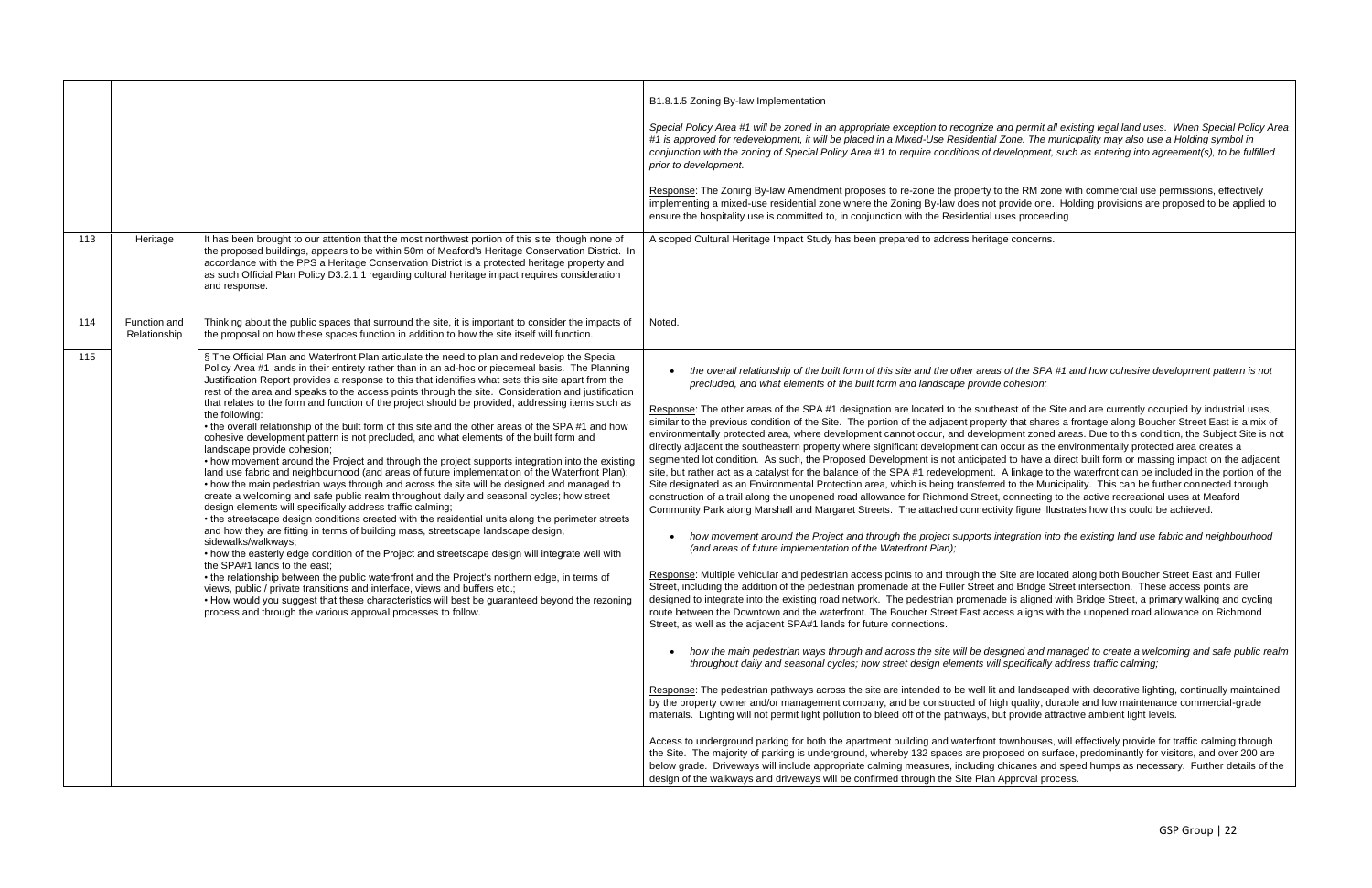| | | | |
|---|---|---|---|
| | | | B1.8.1.5 Zoning By-law Implementation<br><br>*Special Policy Area #1 will be zoned in an appropriate exception to recognize and permit all existing legal land uses. When Special Policy Area #1 is approved for redevelopment, it will be placed in a Mixed-Use Residential Zone. The municipality may also use a Holding symbol in conjunction with the zoning of Special Policy Area #1 to require conditions of development, such as entering into agreement(s), to be fulfilled prior to development.*<br><br><u>Response</u>: The Zoning By-law Amendment proposes to re-zone the property to the RM zone with commercial use permissions, effectively implementing a mixed-use residential zone where the Zoning By-law does not provide one. Holding provisions are proposed to be applied to ensure the hospitality use is committed to, in conjunction with the Residential uses proceeding |
| 113 | Heritage | It has been brought to our attention that the most northwest portion of this site, though none of the proposed buildings, appears to be within 50m of Meaford's Heritage Conservation District. In accordance with the PPS a Heritage Conservation District is a protected heritage property and as such Official Plan Policy D3.2.1.1 regarding cultural heritage impact requires consideration and response. | A scoped Cultural Heritage Impact Study has been prepared to address heritage concerns. |
| 114 | Function and Relationship | Thinking about the public spaces that surround the site, it is important to consider the impacts of the proposal on how these spaces function in addition to how the site itself will function. | Noted. |
| 115 | | § The Official Plan and Waterfront Plan articulate the need to plan and redevelop the Special Policy Area #1 lands in their entirety rather than in an ad-hoc or piecemeal basis. The Planning Justification Report provides a response to this that identifies what sets this site apart from the rest of the area and speaks to the access points through the site. Consideration and justification that relates to the form and function of the project should be provided, addressing items such as the following:<br>• the overall relationship of the built form of this site and the other areas of the SPA #1 and how cohesive development pattern is not precluded, and what elements of the built form and landscape provide cohesion;<br>• how movement around the Project and through the project supports integration into the existing land use fabric and neighbourhood (and areas of future implementation of the Waterfront Plan);<br>• how the main pedestrian ways through and across the site will be designed and managed to create a welcoming and safe public realm throughout daily and seasonal cycles; how street design elements will specifically address traffic calming;<br>• the streetscape design conditions created with the residential units along the perimeter streets and how they are fitting in terms of building mass, streetscape landscape design, sidewalks/walkways;<br>• how the easterly edge condition of the Project and streetscape design will integrate well with the SPA#1 lands to the east;<br>• the relationship between the public waterfront and the Project's northern edge, in terms of views, public / private transitions and interface, views and buffers etc.;<br>• How would you suggest that these characteristics will best be guaranteed beyond the rezoning process and through the various approval processes to follow. | • *the overall relationship of the built form of this site and the other areas of the SPA #1 and how cohesive development pattern is not precluded, and what elements of the built form and landscape provide cohesion;*<br><br><u>Response</u>: The other areas of the SPA #1 designation are located to the southeast of the Site and are currently occupied by industrial uses, similar to the previous condition of the Site. The portion of the adjacent property that shares a frontage along Boucher Street East is a mix of environmentally protected area, where development cannot occur, and development zoned areas. Due to this condition, the Subject Site is not directly adjacent the southeastern property where significant development can occur as the environmentally protected area creates a segmented lot condition. As such, the Proposed Development is not anticipated to have a direct built form or massing impact on the adjacent site, but rather act as a catalyst for the balance of the SPA #1 redevelopment. A linkage to the waterfront can be included in the portion of the Site designated as an Environmental Protection area, which is being transferred to the Municipality. This can be further connected through construction of a trail along the unopened road allowance for Richmond Street, connecting to the active recreational uses at Meaford Community Park along Marshall and Margaret Streets. The attached connectivity figure illustrates how this could be achieved.<br><br>• *how movement around the Project and through the project supports integration into the existing land use fabric and neighbourhood (and areas of future implementation of the Waterfront Plan);*<br><br><u>Response</u>: Multiple vehicular and pedestrian access points to and through the Site are located along both Boucher Street East and Fuller Street, including the addition of the pedestrian promenade at the Fuller Street and Bridge Street intersection. These access points are designed to integrate into the existing road network. The pedestrian promenade is aligned with Bridge Street, a primary walking and cycling route between the Downtown and the waterfront. The Boucher Street East access aligns with the unopened road allowance on Richmond Street, as well as the adjacent SPA#1 lands for future connections.<br><br>• *how the main pedestrian ways through and across the site will be designed and managed to create a welcoming and safe public realm throughout daily and seasonal cycles; how street design elements will specifically address traffic calming;*<br><br><u>Response</u>: The pedestrian pathways across the site are intended to be well lit and landscaped with decorative lighting, continually maintained by the property owner and/or management company, and be constructed of high quality, durable and low maintenance commercial-grade materials. Lighting will not permit light pollution to bleed off of the pathways, but provide attractive ambient light levels.<br><br>Access to underground parking for both the apartment building and waterfront townhouses, will effectively provide for traffic calming through the Site. The majority of parking is underground, whereby 132 spaces are proposed on surface, predominantly for visitors, and over 200 are below grade. Driveways will include appropriate calming measures, including chicanes and speed humps as necessary. Further details of the design of the walkways and driveways will be confirmed through the Site Plan Approval process. |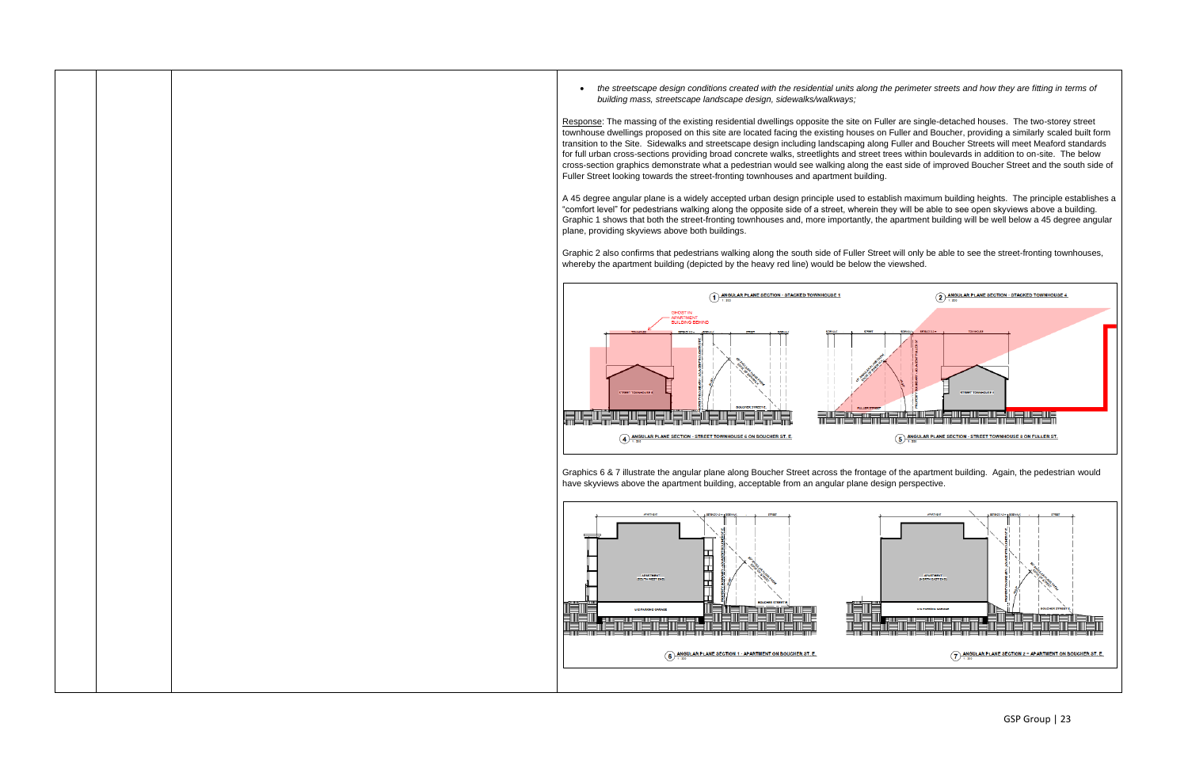- *the streetscape design conditions created with the residential units along the perimeter streets and how they are fitting in terms of building mass, streetscape landscape design, sidewalks/walkways;*

Response: The massing of the existing residential dwellings opposite the site on Fuller are single-detached houses. The two-storey street townhouse dwellings proposed on this site are located facing the existing houses on Fuller and Boucher, providing a similarly scaled built form transition to the Site. Sidewalks and streetscape design including landscaping along Fuller and Boucher Streets will meet Meaford standards for full urban cross-sections providing broad concrete walks, streetlights and street trees within boulevards in addition to on-site. The below cross-section graphics demonstrate what a pedestrian would see walking along the east side of improved Boucher Street and the south side of Fuller Street looking towards the street-fronting townhouses and apartment building.

A 45 degree angular plane is a widely accepted urban design principle used to establish maximum building heights. The principle establishes a "comfort level" for pedestrians walking along the opposite side of a street, wherein they will be able to see open skyviews above a building. Graphic 1 shows that both the street-fronting townhouses and, more importantly, the apartment building will be well below a 45 degree angular plane, providing skyviews above both buildings.

Graphic 2 also confirms that pedestrians walking along the south side of Fuller Street will only be able to see the street-fronting townhouses, whereby the apartment building (depicted by the heavy red line) would be below the viewshed.

Graphics 6 & 7 illustrate the angular plane along Boucher Street across the frontage of the apartment building. Again, the pedestrian would have skyviews above the apartment building, acceptable from an angular plane design perspective.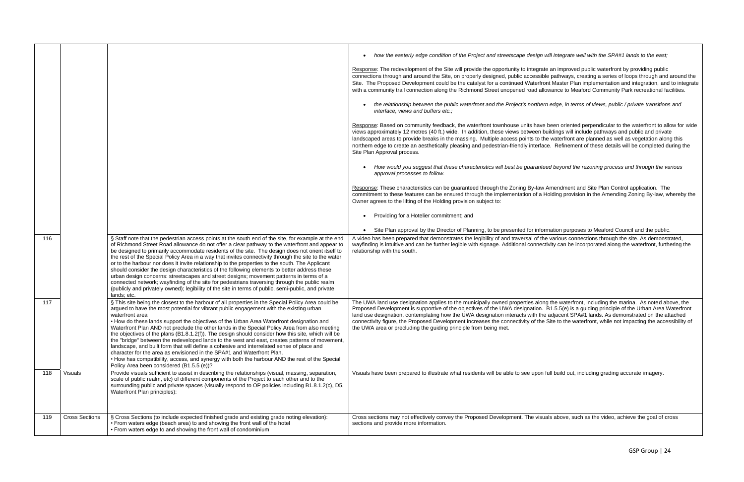| | | | |
|---|---|---|---|
| | | | • *how the easterly edge condition of the Project and streetscape design will integrate well with the SPA#1 lands to the east;*<br><br>Response: The redevelopment of the Site will provide the opportunity to integrate an improved public waterfront by providing public connections through and around the Site, on properly designed, public accessible pathways, creating a series of loops through and around the Site. The Proposed Development could be the catalyst for a continued Waterfront Master Plan implementation and integration, and to integrate with a community trail connection along the Richmond Street unopened road allowance to Meaford Community Park recreational facilities.<br><br>• *the relationship between the public waterfront and the Project's northern edge, in terms of views, public / private transitions and interface, views and buffers etc.;*<br><br>Response: Based on community feedback, the waterfront townhouse units have been oriented perpendicular to the waterfront to allow for wide views approximately 12 metres (40 ft.) wide. In addition, these views between buildings will include pathways and public and private landscaped areas to provide breaks in the massing. Multiple access points to the waterfront are planned as well as vegetation along this northern edge to create an aesthetically pleasing and pedestrian-friendly interface. Refinement of these details will be completed during the Site Plan Approval process.<br><br>• *How would you suggest that these characteristics will best be guaranteed beyond the rezoning process and through the various approval processes to follow.*<br><br>Response: These characteristics can be guaranteed through the Zoning By-law Amendment and Site Plan Control application. The commitment to these features can be ensured through the implementation of a Holding provision in the Amending Zoning By-law, whereby the Owner agrees to the lifting of the Holding provision subject to:<br><br>• Providing for a Hotelier commitment; and<br><br>• Site Plan approval by the Director of Planning, to be presented for information purposes to Meaford Council and the public. |
| 116 | | § Staff note that the pedestrian access points at the south end of the site, for example at the end of Richmond Street Road allowance do not offer a clear pathway to the waterfront and appear to be designed to primarily accommodate residents of the site. The design does not orient itself to the rest of the Special Policy Area in a way that invites connectivity through the site to the water or to the harbour nor does it invite relationship to the properties to the south. The Applicant should consider the design characteristics of the following elements to better address these urban design concerns: streetscapes and street designs; movement patterns in terms of a connected network; wayfinding of the site for pedestrians traversing through the public realm (publicly and privately owned); legibility of the site in terms of public, semi-public, and private lands; etc. | A video has been prepared that demonstrates the legibility of and traversal of the various connections through the site. As demonstrated, wayfinding is intuitive and can be further legible with signage. Additional connectivity can be incorporated along the waterfront, furthering the relationship with the south. |
| 117 | | § This site being the closest to the harbour of all properties in the Special Policy Area could be argued to have the most potential for vibrant public engagement with the existing urban waterfront area<br>• How do these lands support the objectives of the Urban Area Waterfront designation and Waterfront Plan AND not preclude the other lands in the Special Policy Area from also meeting the objectives of the plans (B1.8.1.2(f)). The design should consider how this site, which will be the "bridge" between the redeveloped lands to the west and east, creates patterns of movement, landscape, and built form that will define a cohesive and interrelated sense of place and character for the area as envisioned in the SPA#1 and Waterfront Plan.<br>• How has compatibility, access, and synergy with both the harbour AND the rest of the Special Policy Area been considered (B1.5.5 (e))? | The UWA land use designation applies to the municipally owned properties along the waterfront, including the marina. As noted above, the Proposed Development is supportive of the objectives of the UWA designation. B1.5.5(e) is a guiding principle of the Urban Area Waterfront land use designation, contemplating how the UWA designation interacts with the adjacent SPA#1 lands. As demonstrated on the attached connectivity figure, the Proposed Development increases the connectivity of the Site to the waterfront, while not impacting the accessibility of the UWA area or precluding the guiding principle from being met. |
| 118 | Visuals | Provide visuals sufficient to assist in describing the relationships (visual, massing, separation, scale of public realm, etc) of different components of the Project to each other and to the surrounding public and private spaces (visually respond to OP policies including B1.8.1.2(c), D5, Waterfront Plan principles): | Visuals have been prepared to illustrate what residents will be able to see upon full build out, including grading accurate imagery. |
| 119 | Cross Sections | § Cross Sections (to include expected finished grade and existing grade noting elevation):<br>• From waters edge (beach area) to and showing the front wall of the hotel<br>• From waters edge to and showing the front wall of condominium | Cross sections may not effectively convey the Proposed Development. The visuals above, such as the video, achieve the goal of cross sections and provide more information. |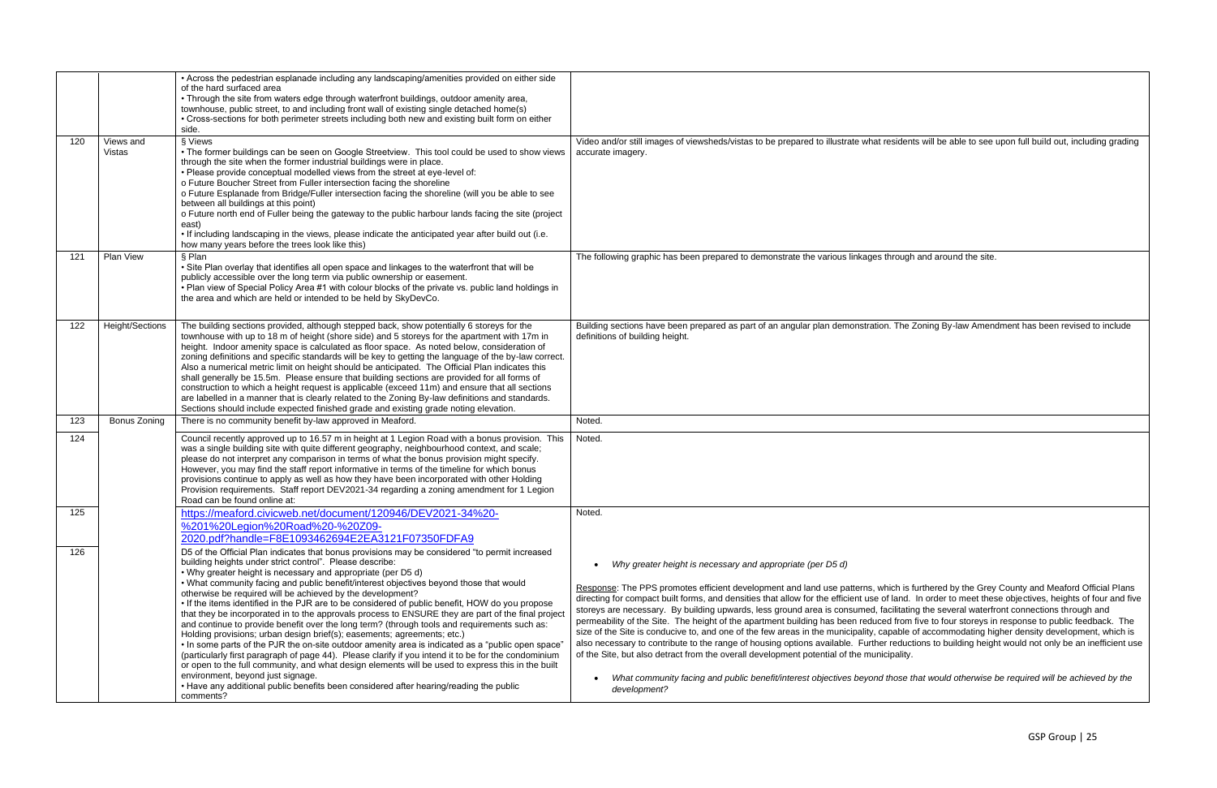| | | | |
|---|---|---|---|
| | | • Across the pedestrian esplanade including any landscaping/amenities provided on either side of the hard surfaced area<br>• Through the site from waters edge through waterfront buildings, outdoor amenity area, townhouse, public street, to and including front wall of existing single detached home(s)<br>• Cross-sections for both perimeter streets including both new and existing built form on either side. | |
| 120 | Views and Vistas | § Views<br>• The former buildings can be seen on Google Streetview. This tool could be used to show views through the site when the former industrial buildings were in place.<br>• Please provide conceptual modelled views from the street at eye-level of:<br>o Future Boucher Street from Fuller intersection facing the shoreline<br>o Future Esplanade from Bridge/Fuller intersection facing the shoreline (will you be able to see between all buildings at this point)<br>o Future north end of Fuller being the gateway to the public harbour lands facing the site (project east)<br>• If including landscaping in the views, please indicate the anticipated year after build out (i.e. how many years before the trees look like this) | Video and/or still images of viewsheds/vistas to be prepared to illustrate what residents will be able to see upon full build out, including grading accurate imagery. |
| 121 | Plan View | § Plan<br>• Site Plan overlay that identifies all open space and linkages to the waterfront that will be publicly accessible over the long term via public ownership or easement.<br>• Plan view of Special Policy Area #1 with colour blocks of the private vs. public land holdings in the area and which are held or intended to be held by SkyDevCo. | The following graphic has been prepared to demonstrate the various linkages through and around the site. |
| 122 | Height/Sections | The building sections provided, although stepped back, show potentially 6 storeys for the townhouse with up to 18 m of height (shore side) and 5 storeys for the apartment with 17m in height. Indoor amenity space is calculated as floor space. As noted below, consideration of zoning definitions and specific standards will be key to getting the language of the by-law correct. Also a numerical metric limit on height should be anticipated. The Official Plan indicates this shall generally be 15.5m. Please ensure that building sections are provided for all forms of construction to which a height request is applicable (exceed 11m) and ensure that all sections are labelled in a manner that is clearly related to the Zoning By-law definitions and standards. Sections should include expected finished grade and existing grade noting elevation. | Building sections have been prepared as part of an angular plan demonstration. The Zoning By-law Amendment has been revised to include definitions of building height. |
| 123 | Bonus Zoning | There is no community benefit by-law approved in Meaford. | Noted. |
| 124 | | Council recently approved up to 16.57 m in height at 1 Legion Road with a bonus provision. This was a single building site with quite different geography, neighbourhood context, and scale; please do not interpret any comparison in terms of what the bonus provision might specify. However, you may find the staff report informative in terms of the timeline for which bonus provisions continue to apply as well as how they have been incorporated with other Holding Provision requirements. Staff report DEV2021-34 regarding a zoning amendment for 1 Legion Road can be found online at: | Noted. |
| 125 | | https://meaford.civicweb.net/document/120946/DEV2021-34%20-%201%20Legion%20Road%20-%20Z09-2020.pdf?handle=F8E1093462694E2EA3121F07350FDFA9 | Noted. |
| 126 | | D5 of the Official Plan indicates that bonus provisions may be considered "to permit increased building heights under strict control". Please describe:<br>• Why greater height is necessary and appropriate (per D5 d)<br>• What community facing and public benefit/interest objectives beyond those that would otherwise be required will be achieved by the development?<br>• If the items identified in the PJR are to be considered of public benefit, HOW do you propose that they be incorporated in to the approvals process to ENSURE they are part of the final project and continue to provide benefit over the long term? (through tools and requirements such as: Holding provisions; urban design brief(s); easements; agreements; etc.)<br>• In some parts of the PJR the on-site outdoor amenity area is indicated as a "public open space" (particularly first paragraph of page 44). Please clarify if you intend it to be for the condominium or open to the full community, and what design elements will be used to express this in the built environment, beyond just signage.<br>• Have any additional public benefits been considered after hearing/reading the public comments? | • *Why greater height is necessary and appropriate (per D5 d)*<br><br>Response: The PPS promotes efficient development and land use patterns, which is furthered by the Grey County and Meaford Official Plans directing for compact built forms, and densities that allow for the efficient use of land. In order to meet these objectives, heights of four and five storeys are necessary. By building upwards, less ground area is consumed, facilitating the several waterfront connections through and permeability of the Site. The height of the apartment building has been reduced from five to four storeys in response to public feedback. The size of the Site is conducive to, and one of the few areas in the municipality, capable of accommodating higher density development, which is also necessary to contribute to the range of housing options available. Further reductions to building height would not only be an inefficient use of the Site, but also detract from the overall development potential of the municipality.<br><br>• *What community facing and public benefit/interest objectives beyond those that would otherwise be required will be achieved by the development?* |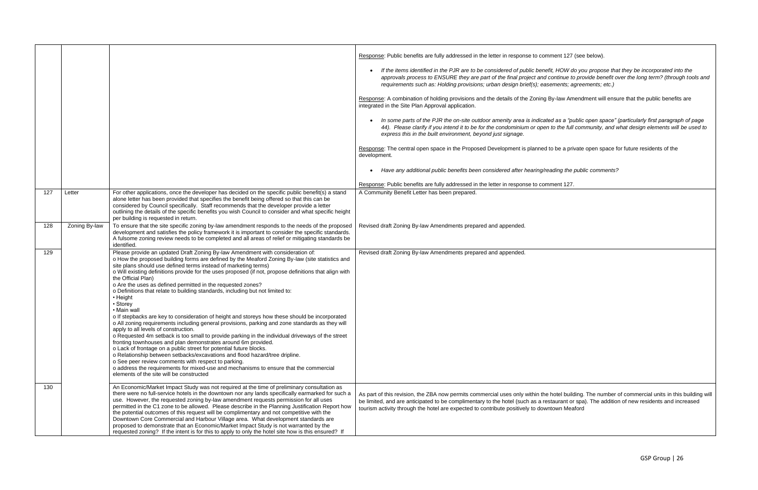| | | | |
|---|---|---|---|
| | | | Response: Public benefits are fully addressed in the letter in response to comment 127 (see below).<br><br>• *If the items identified in the PJR are to be considered of public benefit, HOW do you propose that they be incorporated into the approvals process to ENSURE they are part of the final project and continue to provide benefit over the long term? (through tools and requirements such as: Holding provisions; urban design brief(s); easements; agreements; etc.)*<br><br>Response: A combination of holding provisions and the details of the Zoning By-law Amendment will ensure that the public benefits are integrated in the Site Plan Approval application.<br><br>• *In some parts of the PJR the on-site outdoor amenity area is indicated as a "public open space" (particularly first paragraph of page 44). Please clarify if you intend it to be for the condominium or open to the full community, and what design elements will be used to express this in the built environment, beyond just signage.*<br><br>Response: The central open space in the Proposed Development is planned to be a private open space for future residents of the development.<br><br>• *Have any additional public benefits been considered after hearing/reading the public comments?*<br><br>Response: Public benefits are fully addressed in the letter in response to comment 127. |
| 127 | Letter | For other applications, once the developer has decided on the specific public benefit(s) a stand alone letter has been provided that specifies the benefit being offered so that this can be considered by Council specifically. Staff recommends that the developer provide a letter outlining the details of the specific benefits you wish Council to consider and what specific height per building is requested in return. | A Community Benefit Letter has been prepared. |
| 128 | Zoning By-law | To ensure that the site specific zoning by-law amendment responds to the needs of the proposed development and satisfies the policy framework it is important to consider the specific standards. A fulsome zoning review needs to be completed and all areas of relief or mitigating standards be identified. | Revised draft Zoning By-law Amendments prepared and appended. |
| 129 | | Please provide an updated Draft Zoning By-law Amendment with consideration of:<br>o How the proposed building forms are defined by the Meaford Zoning By-law (site statistics and site plans should use defined terms instead of marketing terms)<br>o Will existing definitions provide for the uses proposed (if not, propose definitions that align with the Official Plan)<br>o Are the uses as defined permitted in the requested zones?<br>o Definitions that relate to building standards, including but not limited to:<br>• Height<br>• Storey<br>• Main wall<br>o If stepbacks are key to consideration of height and storeys how these should be incorporated<br>o All zoning requirements including general provisions, parking and zone standards as they will apply to all levels of construction.<br>o Requested 4m setback is too small to provide parking in the individual driveways of the street fronting townhouses and plan demonstrates around 6m provided.<br>o Lack of frontage on a public street for potential future blocks.<br>o Relationship between setbacks/excavations and flood hazard/tree dripline.<br>o See peer review comments with respect to parking.<br>o address the requirements for mixed-use and mechanisms to ensure that the commercial elements of the site will be constructed | Revised draft Zoning By-law Amendments prepared and appended. |
| 130 | | An Economic/Market Impact Study was not required at the time of preliminary consultation as there were no full-service hotels in the downtown nor any lands specifically earmarked for such a use. However, the requested zoning by-law amendment requests permission for all uses permitted in the C1 zone to be allowed. Please describe in the Planning Justification Report how the potential outcomes of this request will be complimentary and not competitive with the Downtown Core Commercial and Harbour Village area. What development standards are proposed to demonstrate that an Economic/Market Impact Study is not warranted by the requested zoning? If the intent is for this to apply to only the hotel site how is this ensured? If | As part of this revision, the ZBA now permits commercial uses only within the hotel building. The number of commercial units in this building will be limited, and are anticipated to be complimentary to the hotel (such as a restaurant or spa). The addition of new residents and increased tourism activity through the hotel are expected to contribute positively to downtown Meaford |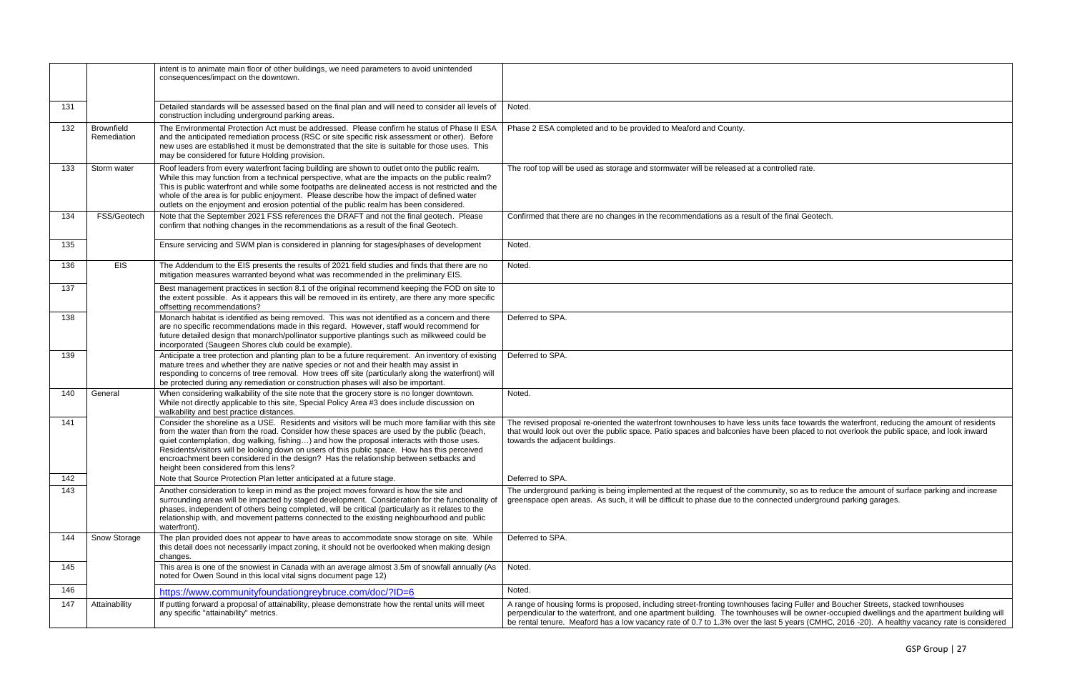| | | | |
|---|---|---|---|
| | | intent is to animate main floor of other buildings, we need parameters to avoid unintended consequences/impact on the downtown. | |
| 131 | | Detailed standards will be assessed based on the final plan and will need to consider all levels of construction including underground parking areas. | Noted. |
| 132 | Brownfield Remediation | The Environmental Protection Act must be addressed. Please confirm he status of Phase II ESA and the anticipated remediation process (RSC or site specific risk assessment or other). Before new uses are established it must be demonstrated that the site is suitable for those uses. This may be considered for future Holding provision. | Phase 2 ESA completed and to be provided to Meaford and County. |
| 133 | Storm water | Roof leaders from every waterfront facing building are shown to outlet onto the public realm. While this may function from a technical perspective, what are the impacts on the public realm? This is public waterfront and while some footpaths are delineated access is not restricted and the whole of the area is for public enjoyment. Please describe how the impact of defined water outlets on the enjoyment and erosion potential of the public realm has been considered. | The roof top will be used as storage and stormwater will be released at a controlled rate. |
| 134 | FSS/Geotech | Note that the September 2021 FSS references the DRAFT and not the final geotech. Please confirm that nothing changes in the recommendations as a result of the final Geotech. | Confirmed that there are no changes in the recommendations as a result of the final Geotech. |
| 135 | | Ensure servicing and SWM plan is considered in planning for stages/phases of development | Noted. |
| 136 | EIS | The Addendum to the EIS presents the results of 2021 field studies and finds that there are no mitigation measures warranted beyond what was recommended in the preliminary EIS. | Noted. |
| 137 | | Best management practices in section 8.1 of the original recommend keeping the FOD on site to the extent possible. As it appears this will be removed in its entirety, are there any more specific offsetting recommendations? | |
| 138 | | Monarch habitat is identified as being removed. This was not identified as a concern and there are no specific recommendations made in this regard. However, staff would recommend for future detailed design that monarch/pollinator supportive plantings such as milkweed could be incorporated (Saugeen Shores club could be example). | Deferred to SPA. |
| 139 | | Anticipate a tree protection and planting plan to be a future requirement. An inventory of existing mature trees and whether they are native species or not and their health may assist in responding to concerns of tree removal. How trees off site (particularly along the waterfront) will be protected during any remediation or construction phases will also be important. | Deferred to SPA. |
| 140 | General | When considering walkability of the site note that the grocery store is no longer downtown. While not directly applicable to this site, Special Policy Area #3 does include discussion on walkability and best practice distances. | Noted. |
| 141 | | Consider the shoreline as a USE. Residents and visitors will be much more familiar with this site from the water than from the road. Consider how these spaces are used by the public (beach, quiet contemplation, dog walking, fishing…) and how the proposal interacts with those uses. Residents/visitors will be looking down on users of this public space. How has this perceived encroachment been considered in the design? Has the relationship between setbacks and height been considered from this lens? | The revised proposal re-oriented the waterfront townhouses to have less units face towards the waterfront, reducing the amount of residents that would look out over the public space. Patio spaces and balconies have been placed to not overlook the public space, and look inward towards the adjacent buildings. |
| 142 | | Note that Source Protection Plan letter anticipated at a future stage. | Deferred to SPA. |
| 143 | | Another consideration to keep in mind as the project moves forward is how the site and surrounding areas will be impacted by staged development. Consideration for the functionality of phases, independent of others being completed, will be critical (particularly as it relates to the relationship with, and movement patterns connected to the existing neighbourhood and public waterfront). | The underground parking is being implemented at the request of the community, so as to reduce the amount of surface parking and increase greenspace open areas. As such, it will be difficult to phase due to the connected underground parking garages. |
| 144 | Snow Storage | The plan provided does not appear to have areas to accommodate snow storage on site. While this detail does not necessarily impact zoning, it should not be overlooked when making design changes. | Deferred to SPA. |
| 145 | | This area is one of the snowiest in Canada with an average almost 3.5m of snowfall annually (As noted for Owen Sound in this local vital signs document page 12) | Noted. |
| 146 | | https://www.communityfoundationgreybruce.com/doc/?ID=6 | Noted. |
| 147 | Attainability | If putting forward a proposal of attainability, please demonstrate how the rental units will meet any specific "attainability" metrics. | A range of housing forms is proposed, including street-fronting townhouses facing Fuller and Boucher Streets, stacked townhouses perpendicular to the waterfront, and one apartment building. The townhouses will be owner-occupied dwellings and the apartment building will be rental tenure. Meaford has a low vacancy rate of 0.7 to 1.3% over the last 5 years (CMHC, 2016 -20). A healthy vacancy rate is considered |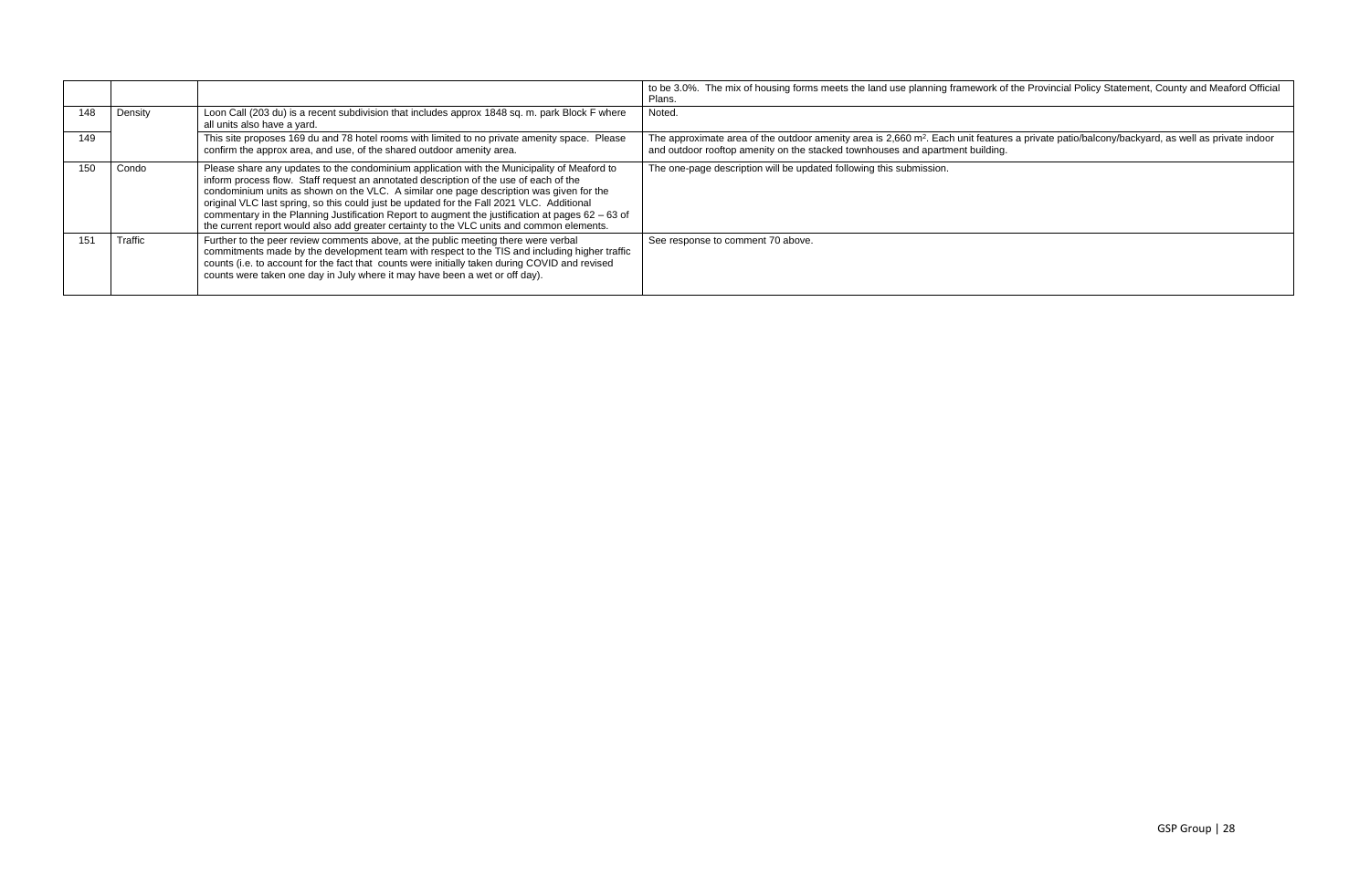| | | | |
|---|---|---|---|
| | | | to be 3.0%. The mix of housing forms meets the land use planning framework of the Provincial Policy Statement, County and Meaford Official Plans. |
| 148 | Density | Loon Call (203 du) is a recent subdivision that includes approx 1848 sq. m. park Block F where all units also have a yard. | Noted. |
| 149 | | This site proposes 169 du and 78 hotel rooms with limited to no private amenity space. Please confirm the approx area, and use, of the shared outdoor amenity area. | The approximate area of the outdoor amenity area is 2,660 $m^2$. Each unit features a private patio/balcony/backyard, as well as private indoor and outdoor rooftop amenity on the stacked townhouses and apartment building. |
| 150 | Condo | Please share any updates to the condominium application with the Municipality of Meaford to inform process flow. Staff request an annotated description of the use of each of the condominium units as shown on the VLC. A similar one page description was given for the original VLC last spring, so this could just be updated for the Fall 2021 VLC. Additional commentary in the Planning Justification Report to augment the justification at pages 62 – 63 of the current report would also add greater certainty to the VLC units and common elements. | The one-page description will be updated following this submission. |
| 151 | Traffic | Further to the peer review comments above, at the public meeting there were verbal commitments made by the development team with respect to the TIS and including higher traffic counts (i.e. to account for the fact that counts were initially taken during COVID and revised counts were taken one day in July where it may have been a wet or off day). | See response to comment 70 above. |